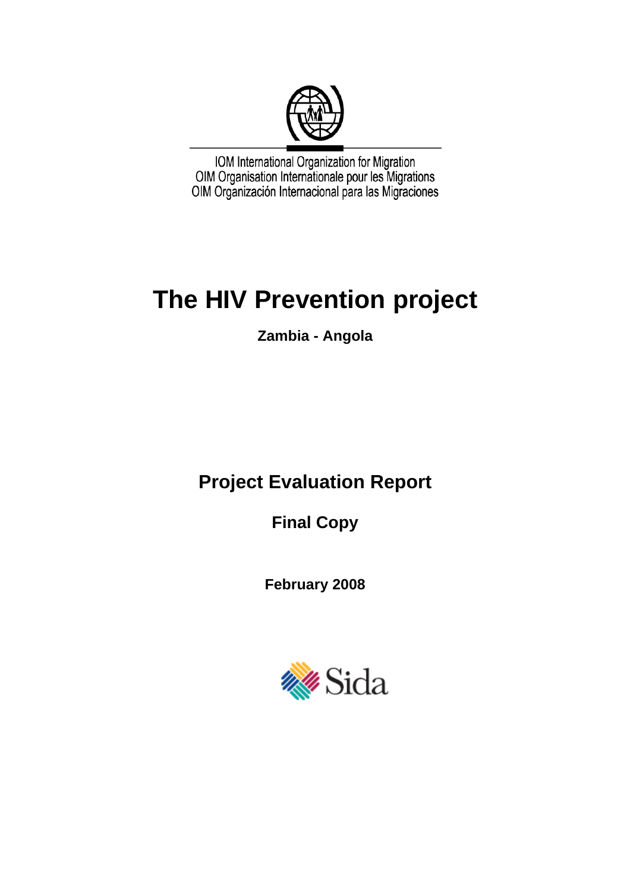IOM International Organization for Migration
OIM Organisation Internationale pour les Migrations
OIM Organización Internacional para las Migraciones

# The HIV Prevention project

**Zambia - Angola**

## Project Evaluation Report

**Final Copy**

**February 2008**

Sida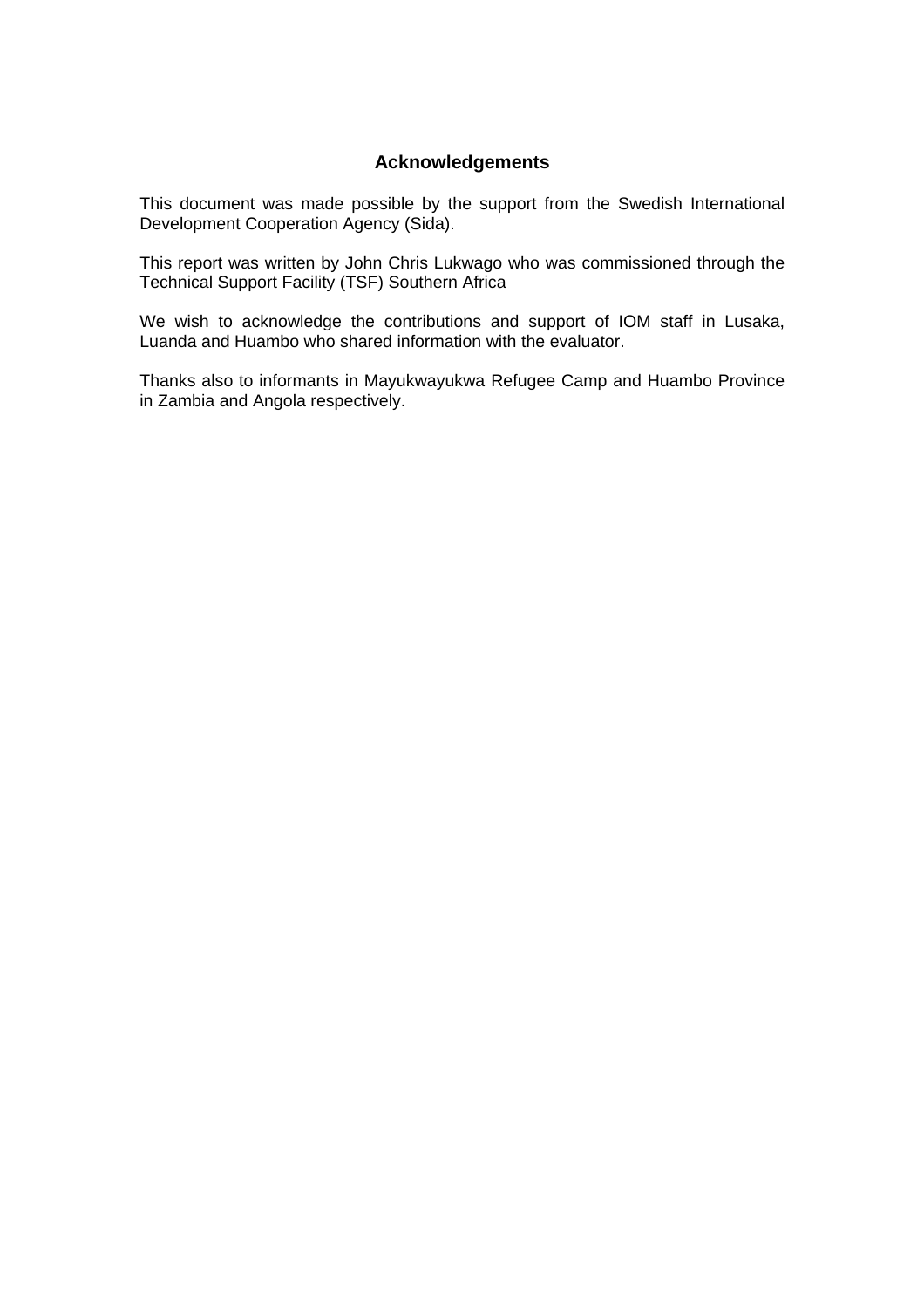## Acknowledgements

This document was made possible by the support from the Swedish International Development Cooperation Agency (Sida).

This report was written by John Chris Lukwago who was commissioned through the Technical Support Facility (TSF) Southern Africa

We wish to acknowledge the contributions and support of IOM staff in Lusaka, Luanda and Huambo who shared information with the evaluator.

Thanks also to informants in Mayukwayukwa Refugee Camp and Huambo Province in Zambia and Angola respectively.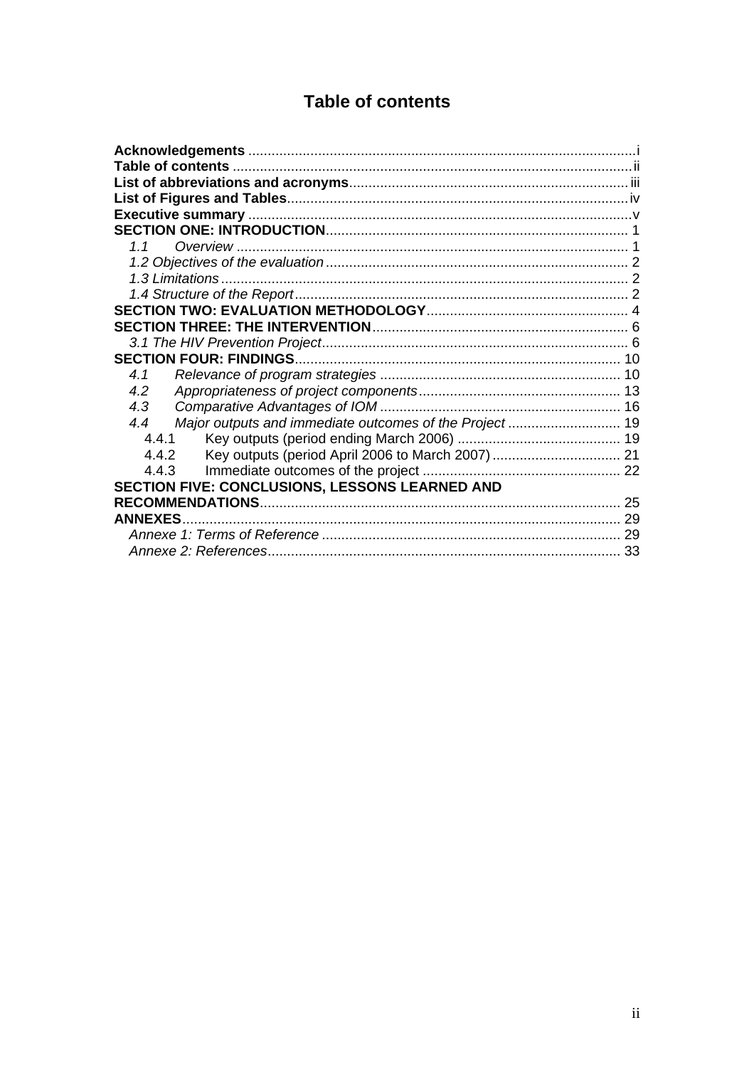# Table of contents

**Acknowledgements** ..... i
**Table of contents** ..... ii
**List of abbreviations and acronyms** ..... iii
**List of Figures and Tables** ..... iv
**Executive summary** ..... v
**SECTION ONE: INTRODUCTION** ..... 1
- *1.1 Overview* ..... 1
- *1.2 Objectives of the evaluation* ..... 2
- *1.3 Limitations* ..... 2
- *1.4 Structure of the Report* ..... 2

**SECTION TWO: EVALUATION METHODOLOGY** ..... 4
**SECTION THREE: THE INTERVENTION** ..... 6
- *3.1 The HIV Prevention Project* ..... 6

**SECTION FOUR: FINDINGS** ..... 10
- *4.1 Relevance of program strategies* ..... 10
- *4.2 Appropriateness of project components* ..... 13
- *4.3 Comparative Advantages of IOM* ..... 16
- *4.4 Major outputs and immediate outcomes of the Project* ..... 19
  - 4.4.1 Key outputs (period ending March 2006) ..... 19
  - 4.4.2 Key outputs (period April 2006 to March 2007) ..... 21
  - 4.4.3 Immediate outcomes of the project ..... 22

**SECTION FIVE: CONCLUSIONS, LESSONS LEARNED AND RECOMMENDATIONS** ..... 25
**ANNEXES** ..... 29
- *Annexe 1: Terms of Reference* ..... 29
- *Annexe 2: References* ..... 33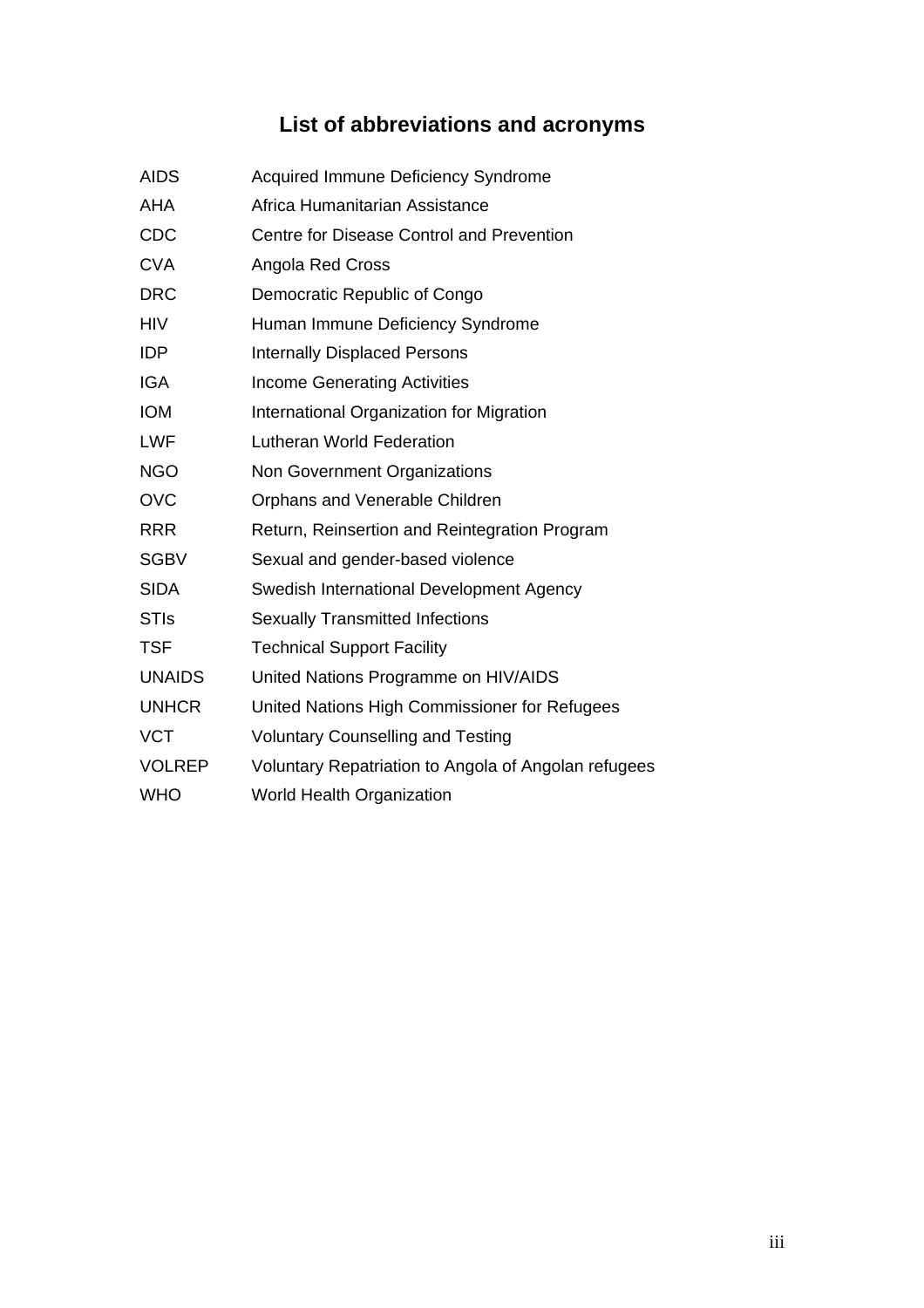# List of abbreviations and acronyms

| | |
|---|---|
| AIDS | Acquired Immune Deficiency Syndrome |
| AHA | Africa Humanitarian Assistance |
| CDC | Centre for Disease Control and Prevention |
| CVA | Angola Red Cross |
| DRC | Democratic Republic of Congo |
| HIV | Human Immune Deficiency Syndrome |
| IDP | Internally Displaced Persons |
| IGA | Income Generating Activities |
| IOM | International Organization for Migration |
| LWF | Lutheran World Federation |
| NGO | Non Government Organizations |
| OVC | Orphans and Venerable Children |
| RRR | Return, Reinsertion and Reintegration Program |
| SGBV | Sexual and gender-based violence |
| SIDA | Swedish International Development Agency |
| STIs | Sexually Transmitted Infections |
| TSF | Technical Support Facility |
| UNAIDS | United Nations Programme on HIV/AIDS |
| UNHCR | United Nations High Commissioner for Refugees |
| VCT | Voluntary Counselling and Testing |
| VOLREP | Voluntary Repatriation to Angola of Angolan refugees |
| WHO | World Health Organization |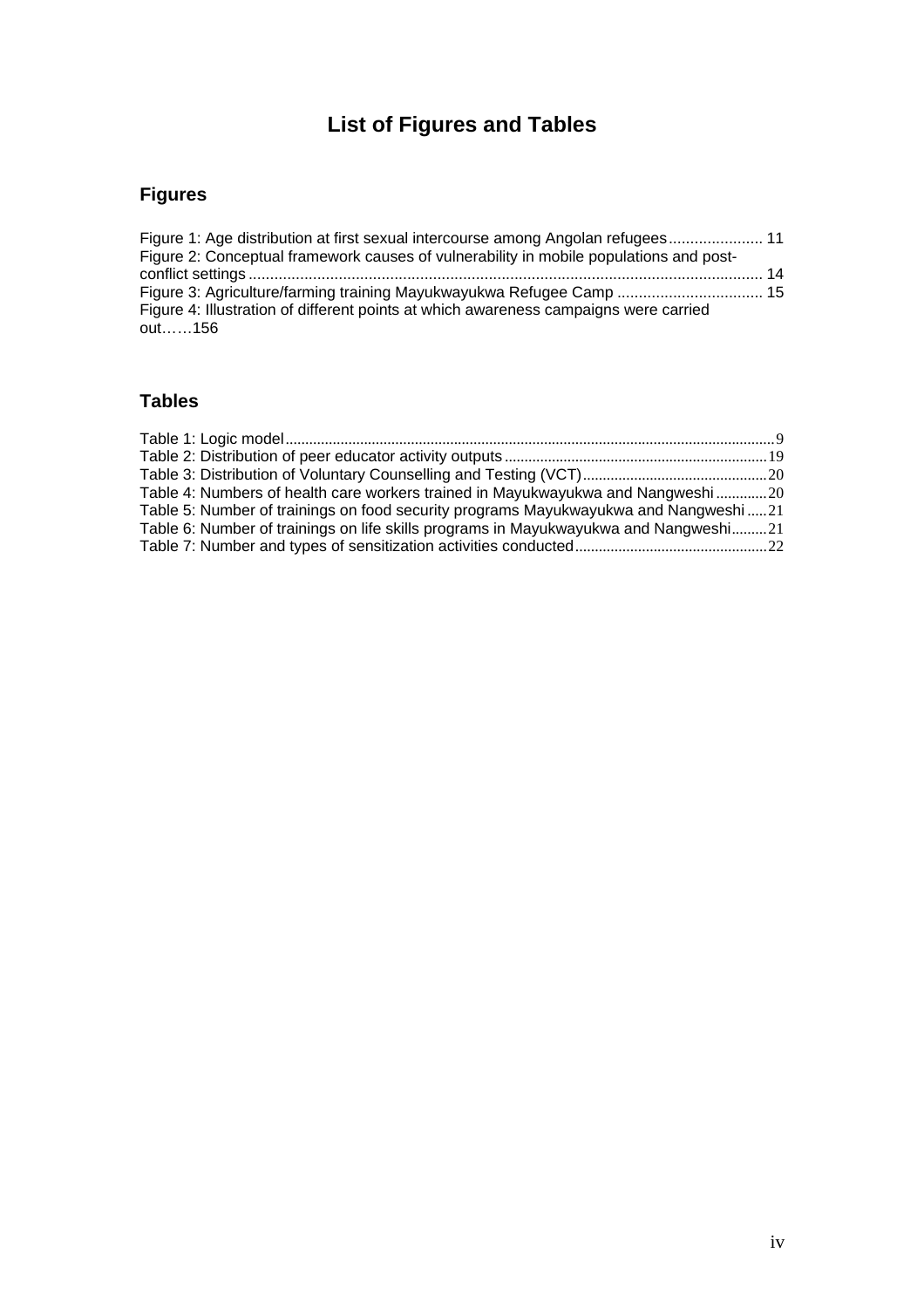# List of Figures and Tables

## Figures

Figure 1: Age distribution at first sexual intercourse among Angolan refugees ...................... 11

Figure 2: Conceptual framework causes of vulnerability in mobile populations and post-conflict settings ........................................................................................................................ 14

Figure 3: Agriculture/farming training Mayukwayukwa Refugee Camp .................................. 15

Figure 4: Illustration of different points at which awareness campaigns were carried out……156

## Tables

Table 1: Logic model........................................................................................................................9

Table 2: Distribution of peer educator activity outputs ..................................................................19

Table 3: Distribution of Voluntary Counselling and Testing (VCT)..............................................20

Table 4: Numbers of health care workers trained in Mayukwayukwa and Nangweshi .............20

Table 5: Number of trainings on food security programs Mayukwayukwa and Nangweshi .....21

Table 6: Number of trainings on life skills programs in Mayukwayukwa and Nangweshi.........21

Table 7: Number and types of sensitization activities conducted................................................22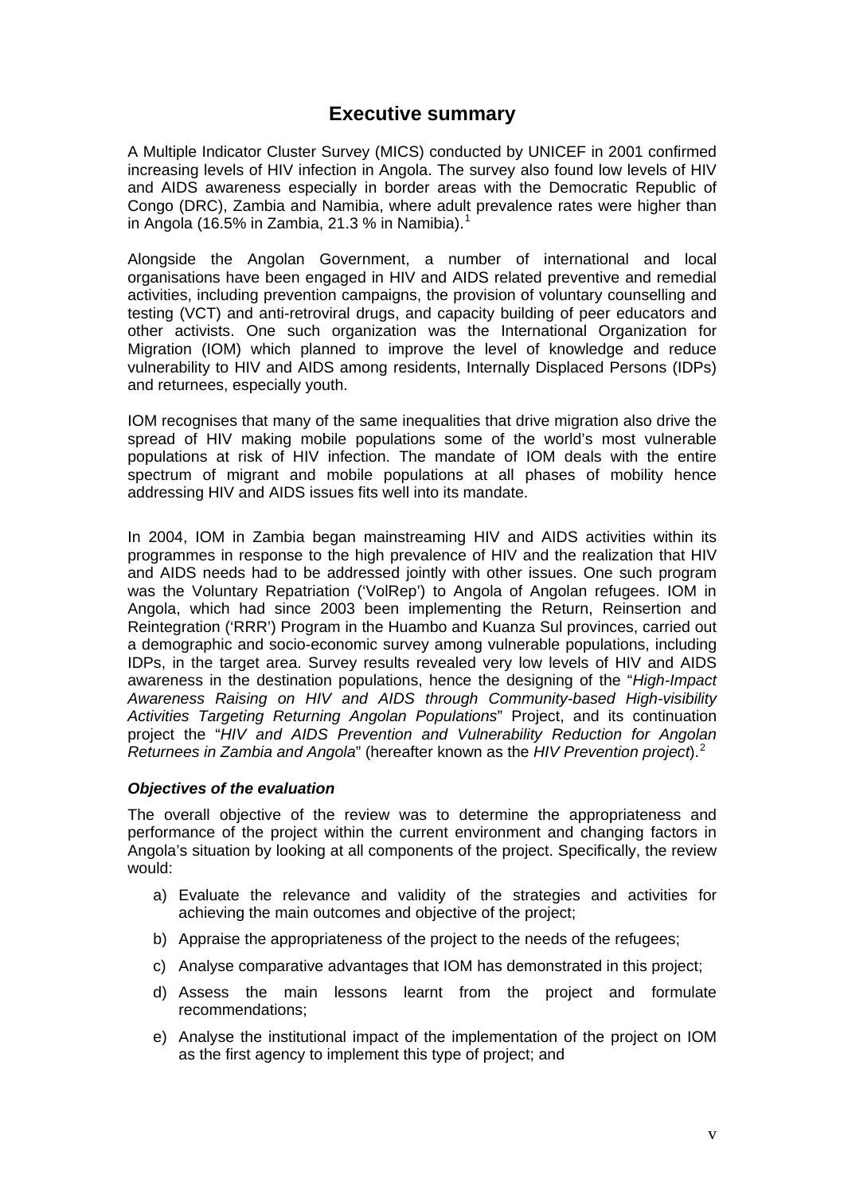# Executive summary

A Multiple Indicator Cluster Survey (MICS) conducted by UNICEF in 2001 confirmed increasing levels of HIV infection in Angola. The survey also found low levels of HIV and AIDS awareness especially in border areas with the Democratic Republic of Congo (DRC), Zambia and Namibia, where adult prevalence rates were higher than in Angola (16.5% in Zambia, 21.3 % in Namibia).[1]

Alongside the Angolan Government, a number of international and local organisations have been engaged in HIV and AIDS related preventive and remedial activities, including prevention campaigns, the provision of voluntary counselling and testing (VCT) and anti-retroviral drugs, and capacity building of peer educators and other activists. One such organization was the International Organization for Migration (IOM) which planned to improve the level of knowledge and reduce vulnerability to HIV and AIDS among residents, Internally Displaced Persons (IDPs) and returnees, especially youth.

IOM recognises that many of the same inequalities that drive migration also drive the spread of HIV making mobile populations some of the world's most vulnerable populations at risk of HIV infection. The mandate of IOM deals with the entire spectrum of migrant and mobile populations at all phases of mobility hence addressing HIV and AIDS issues fits well into its mandate.

In 2004, IOM in Zambia began mainstreaming HIV and AIDS activities within its programmes in response to the high prevalence of HIV and the realization that HIV and AIDS needs had to be addressed jointly with other issues. One such program was the Voluntary Repatriation ('VolRep') to Angola of Angolan refugees. IOM in Angola, which had since 2003 been implementing the Return, Reinsertion and Reintegration ('RRR') Program in the Huambo and Kuanza Sul provinces, carried out a demographic and socio-economic survey among vulnerable populations, including IDPs, in the target area. Survey results revealed very low levels of HIV and AIDS awareness in the destination populations, hence the designing of the "*High-Impact Awareness Raising on HIV and AIDS through Community-based High-visibility Activities Targeting Returning Angolan Populations*" Project, and its continuation project the "*HIV and AIDS Prevention and Vulnerability Reduction for Angolan Returnees in Zambia and Angola*" (hereafter known as the *HIV Prevention project*).[2]

### *Objectives of the evaluation*

The overall objective of the review was to determine the appropriateness and performance of the project within the current environment and changing factors in Angola's situation by looking at all components of the project. Specifically, the review would:

a) Evaluate the relevance and validity of the strategies and activities for achieving the main outcomes and objective of the project;

b) Appraise the appropriateness of the project to the needs of the refugees;

c) Analyse comparative advantages that IOM has demonstrated in this project;

d) Assess the main lessons learnt from the project and formulate recommendations;

e) Analyse the institutional impact of the implementation of the project on IOM as the first agency to implement this type of project; and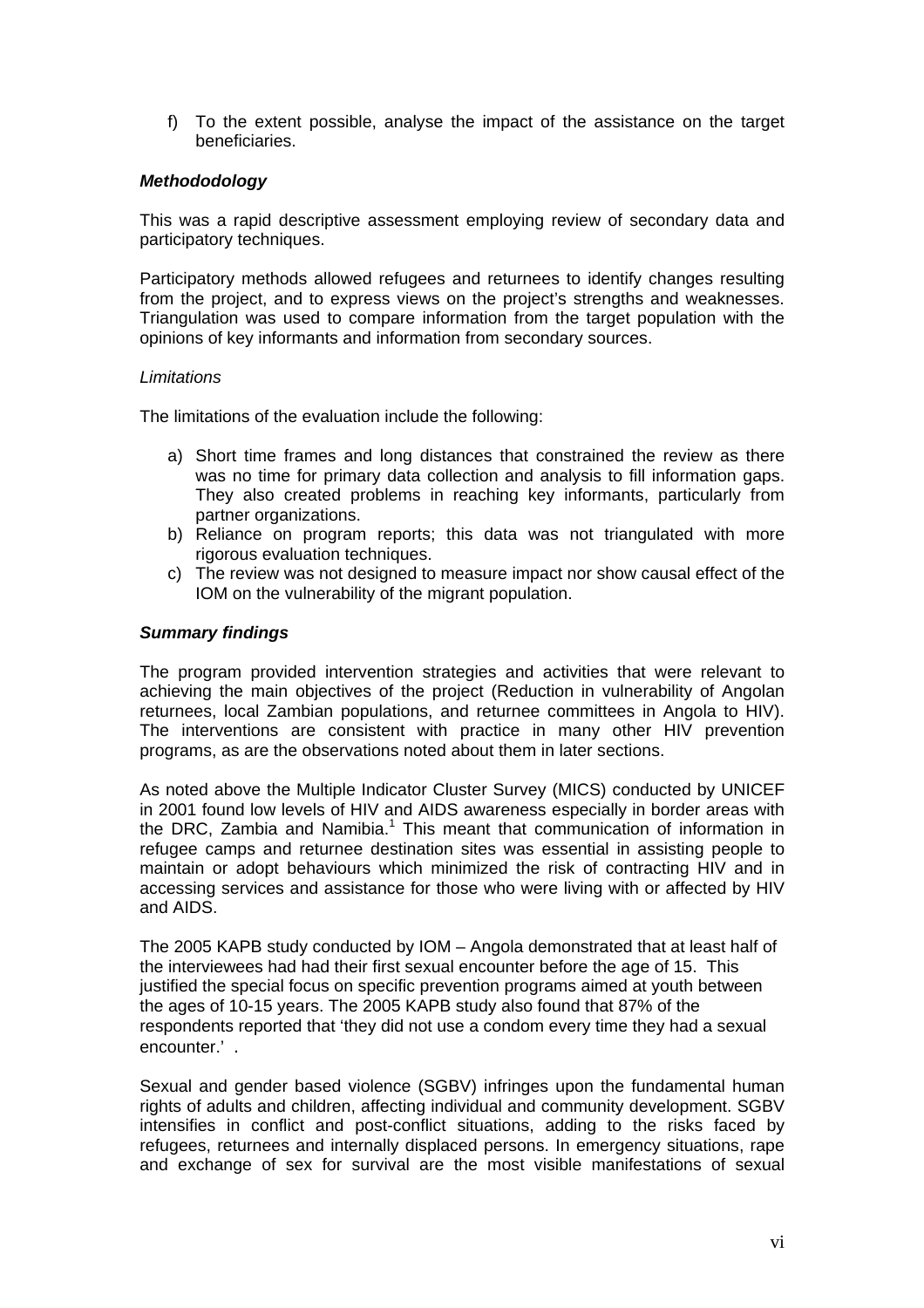f) To the extent possible, analyse the impact of the assistance on the target beneficiaries.

***Methododology***

This was a rapid descriptive assessment employing review of secondary data and participatory techniques.

Participatory methods allowed refugees and returnees to identify changes resulting from the project, and to express views on the project's strengths and weaknesses. Triangulation was used to compare information from the target population with the opinions of key informants and information from secondary sources.

*Limitations*

The limitations of the evaluation include the following:

a) Short time frames and long distances that constrained the review as there was no time for primary data collection and analysis to fill information gaps. They also created problems in reaching key informants, particularly from partner organizations.
b) Reliance on program reports; this data was not triangulated with more rigorous evaluation techniques.
c) The review was not designed to measure impact nor show causal effect of the IOM on the vulnerability of the migrant population.

***Summary findings***

The program provided intervention strategies and activities that were relevant to achieving the main objectives of the project (Reduction in vulnerability of Angolan returnees, local Zambian populations, and returnee committees in Angola to HIV). The interventions are consistent with practice in many other HIV prevention programs, as are the observations noted about them in later sections.

As noted above the Multiple Indicator Cluster Survey (MICS) conducted by UNICEF in 2001 found low levels of HIV and AIDS awareness especially in border areas with the DRC, Zambia and Namibia.[1] This meant that communication of information in refugee camps and returnee destination sites was essential in assisting people to maintain or adopt behaviours which minimized the risk of contracting HIV and in accessing services and assistance for those who were living with or affected by HIV and AIDS.

The 2005 KAPB study conducted by IOM – Angola demonstrated that at least half of the interviewees had had their first sexual encounter before the age of 15. This justified the special focus on specific prevention programs aimed at youth between the ages of 10-15 years. The 2005 KAPB study also found that 87% of the respondents reported that 'they did not use a condom every time they had a sexual encounter.' .

Sexual and gender based violence (SGBV) infringes upon the fundamental human rights of adults and children, affecting individual and community development. SGBV intensifies in conflict and post-conflict situations, adding to the risks faced by refugees, returnees and internally displaced persons. In emergency situations, rape and exchange of sex for survival are the most visible manifestations of sexual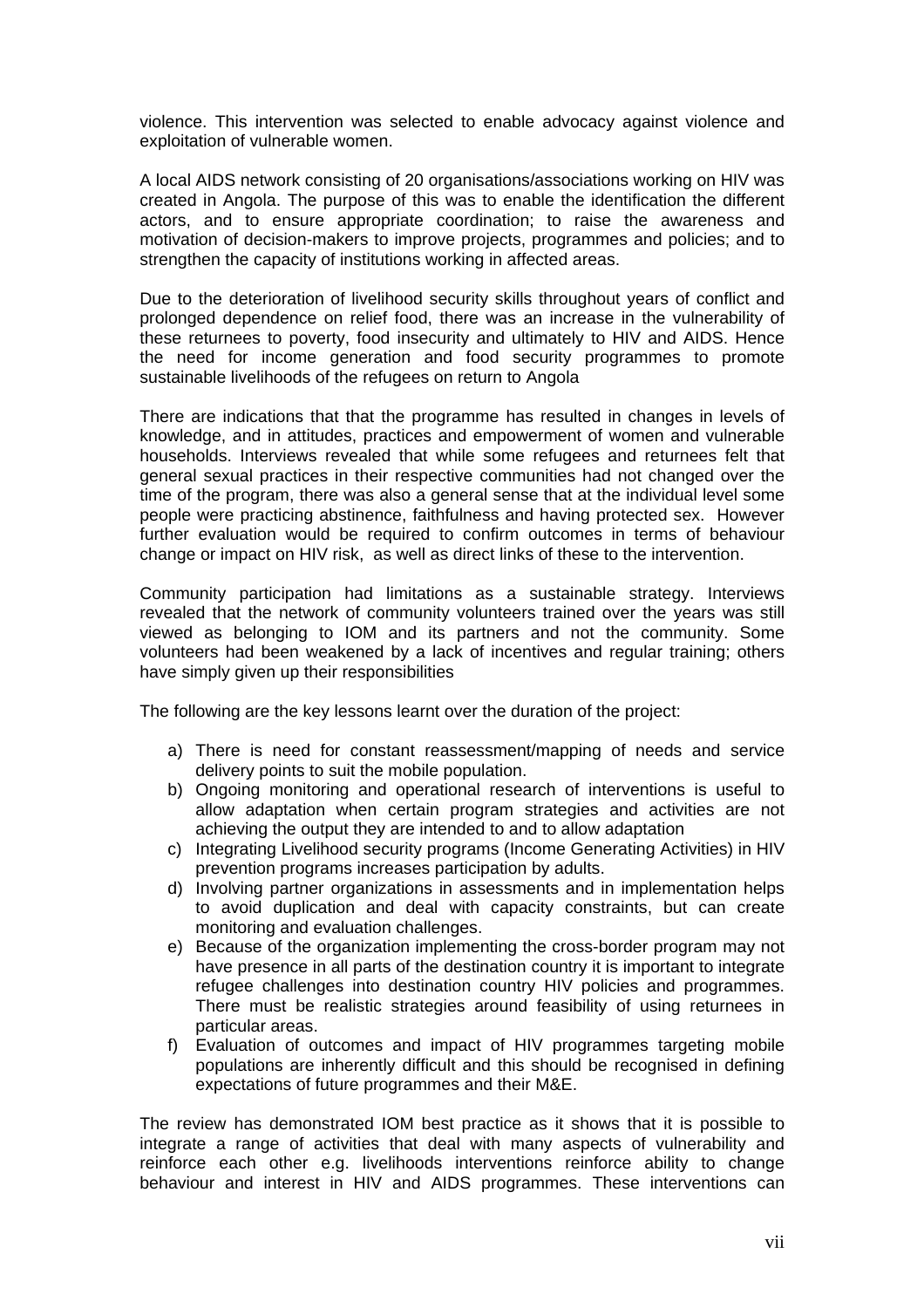violence. This intervention was selected to enable advocacy against violence and exploitation of vulnerable women.

A local AIDS network consisting of 20 organisations/associations working on HIV was created in Angola. The purpose of this was to enable the identification the different actors, and to ensure appropriate coordination; to raise the awareness and motivation of decision-makers to improve projects, programmes and policies; and to strengthen the capacity of institutions working in affected areas.

Due to the deterioration of livelihood security skills throughout years of conflict and prolonged dependence on relief food, there was an increase in the vulnerability of these returnees to poverty, food insecurity and ultimately to HIV and AIDS. Hence the need for income generation and food security programmes to promote sustainable livelihoods of the refugees on return to Angola

There are indications that that the programme has resulted in changes in levels of knowledge, and in attitudes, practices and empowerment of women and vulnerable households. Interviews revealed that while some refugees and returnees felt that general sexual practices in their respective communities had not changed over the time of the program, there was also a general sense that at the individual level some people were practicing abstinence, faithfulness and having protected sex. However further evaluation would be required to confirm outcomes in terms of behaviour change or impact on HIV risk, as well as direct links of these to the intervention.

Community participation had limitations as a sustainable strategy. Interviews revealed that the network of community volunteers trained over the years was still viewed as belonging to IOM and its partners and not the community. Some volunteers had been weakened by a lack of incentives and regular training; others have simply given up their responsibilities

The following are the key lessons learnt over the duration of the project:

a) There is need for constant reassessment/mapping of needs and service delivery points to suit the mobile population.
b) Ongoing monitoring and operational research of interventions is useful to allow adaptation when certain program strategies and activities are not achieving the output they are intended to and to allow adaptation
c) Integrating Livelihood security programs (Income Generating Activities) in HIV prevention programs increases participation by adults.
d) Involving partner organizations in assessments and in implementation helps to avoid duplication and deal with capacity constraints, but can create monitoring and evaluation challenges.
e) Because of the organization implementing the cross-border program may not have presence in all parts of the destination country it is important to integrate refugee challenges into destination country HIV policies and programmes. There must be realistic strategies around feasibility of using returnees in particular areas.
f) Evaluation of outcomes and impact of HIV programmes targeting mobile populations are inherently difficult and this should be recognised in defining expectations of future programmes and their M&E.

The review has demonstrated IOM best practice as it shows that it is possible to integrate a range of activities that deal with many aspects of vulnerability and reinforce each other e.g. livelihoods interventions reinforce ability to change behaviour and interest in HIV and AIDS programmes. These interventions can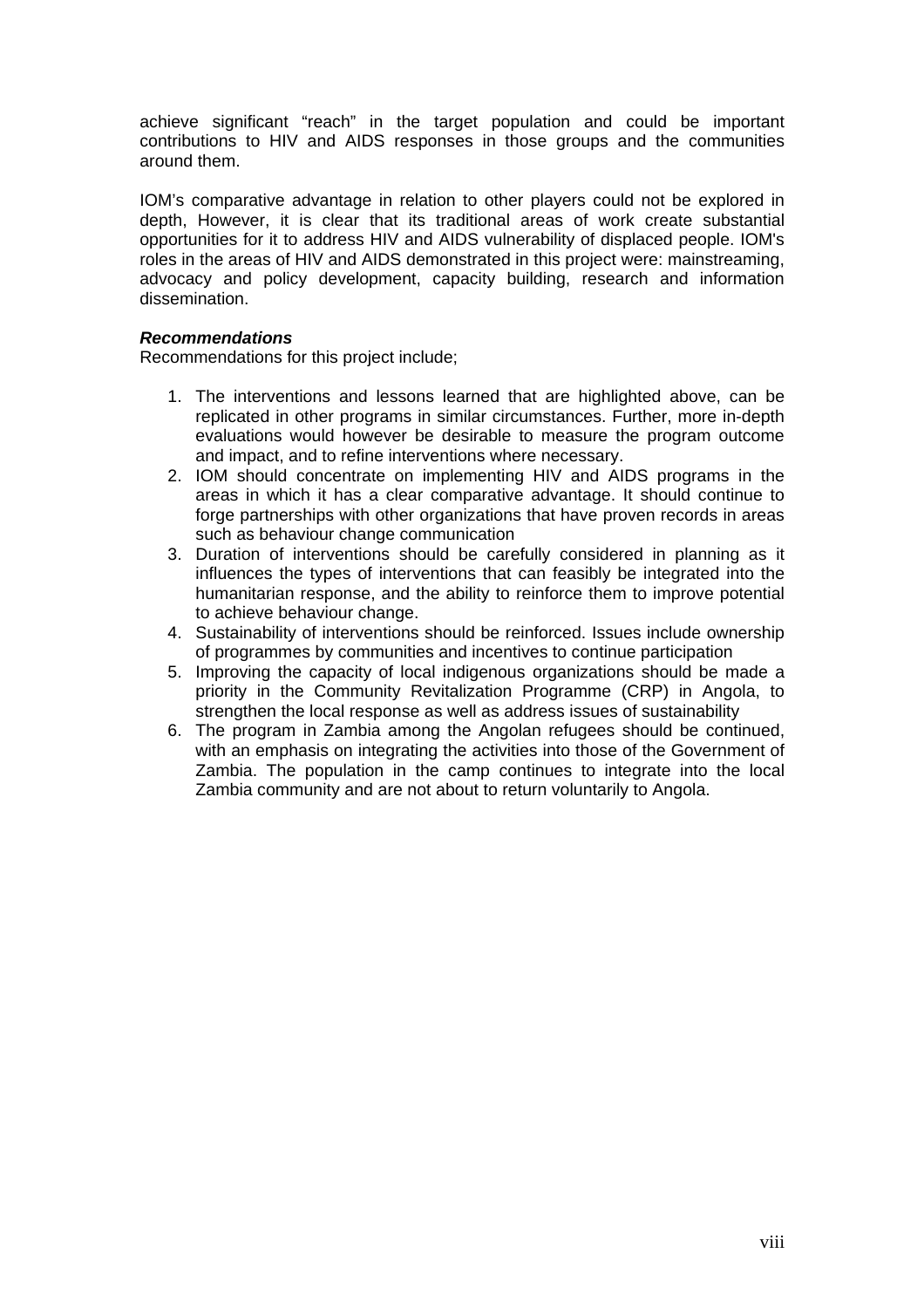achieve significant “reach” in the target population and could be important contributions to HIV and AIDS responses in those groups and the communities around them.

IOM’s comparative advantage in relation to other players could not be explored in depth, However, it is clear that its traditional areas of work create substantial opportunities for it to address HIV and AIDS vulnerability of displaced people. IOM's roles in the areas of HIV and AIDS demonstrated in this project were: mainstreaming, advocacy and policy development, capacity building, research and information dissemination.

***Recommendations***

Recommendations for this project include;

1. The interventions and lessons learned that are highlighted above, can be replicated in other programs in similar circumstances. Further, more in-depth evaluations would however be desirable to measure the program outcome and impact, and to refine interventions where necessary.
2. IOM should concentrate on implementing HIV and AIDS programs in the areas in which it has a clear comparative advantage. It should continue to forge partnerships with other organizations that have proven records in areas such as behaviour change communication
3. Duration of interventions should be carefully considered in planning as it influences the types of interventions that can feasibly be integrated into the humanitarian response, and the ability to reinforce them to improve potential to achieve behaviour change.
4. Sustainability of interventions should be reinforced. Issues include ownership of programmes by communities and incentives to continue participation
5. Improving the capacity of local indigenous organizations should be made a priority in the Community Revitalization Programme (CRP) in Angola, to strengthen the local response as well as address issues of sustainability
6. The program in Zambia among the Angolan refugees should be continued, with an emphasis on integrating the activities into those of the Government of Zambia. The population in the camp continues to integrate into the local Zambia community and are not about to return voluntarily to Angola.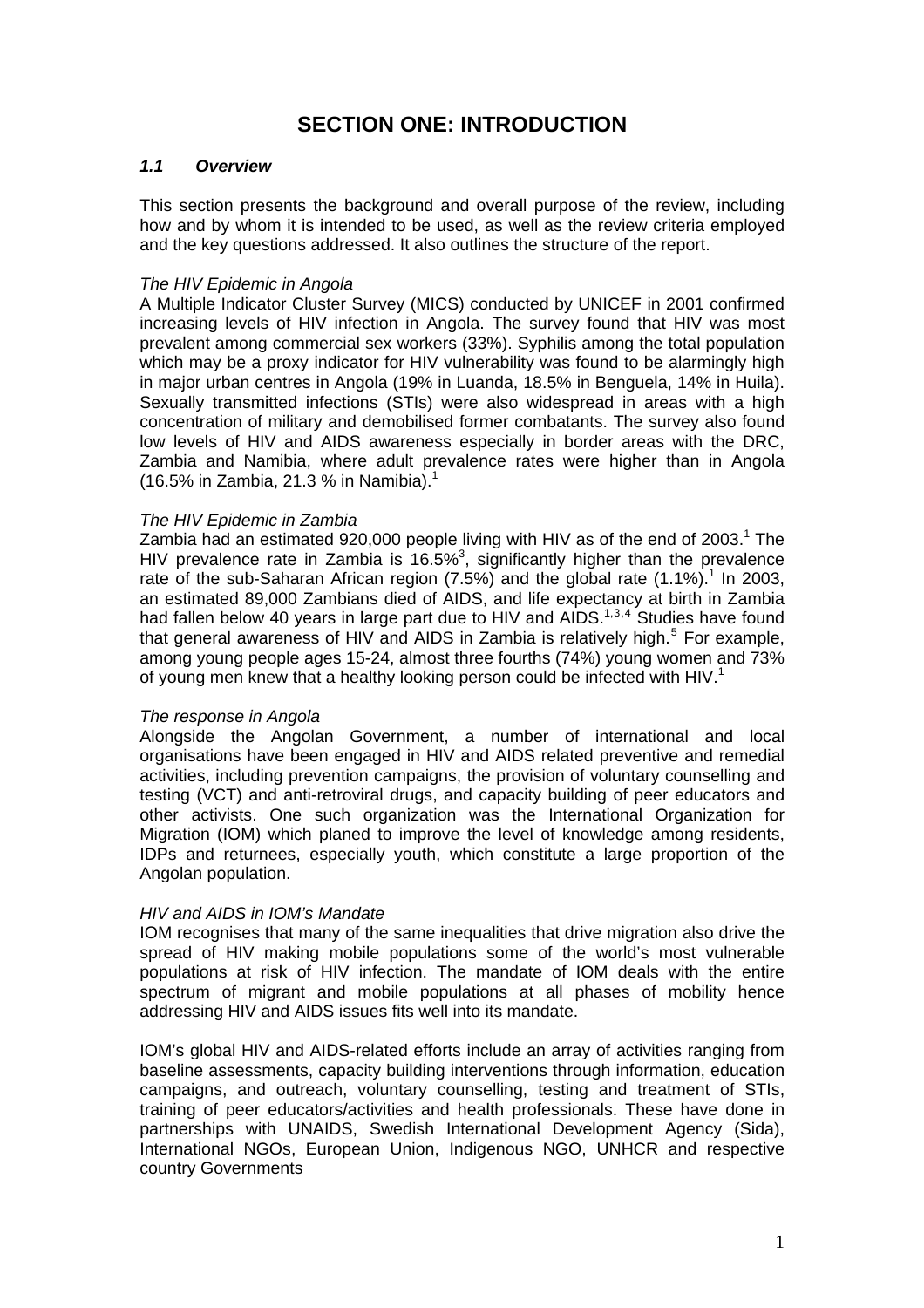# SECTION ONE: INTRODUCTION

## *1.1 Overview*

This section presents the background and overall purpose of the review, including how and by whom it is intended to be used, as well as the review criteria employed and the key questions addressed. It also outlines the structure of the report.

*The HIV Epidemic in Angola*

A Multiple Indicator Cluster Survey (MICS) conducted by UNICEF in 2001 confirmed increasing levels of HIV infection in Angola. The survey found that HIV was most prevalent among commercial sex workers (33%). Syphilis among the total population which may be a proxy indicator for HIV vulnerability was found to be alarmingly high in major urban centres in Angola (19% in Luanda, 18.5% in Benguela, 14% in Huila). Sexually transmitted infections (STIs) were also widespread in areas with a high concentration of military and demobilised former combatants. The survey also found low levels of HIV and AIDS awareness especially in border areas with the DRC, Zambia and Namibia, where adult prevalence rates were higher than in Angola (16.5% in Zambia, 21.3 % in Namibia).[1]

*The HIV Epidemic in Zambia*

Zambia had an estimated 920,000 people living with HIV as of the end of 2003.[1] The HIV prevalence rate in Zambia is 16.5%[3], significantly higher than the prevalence rate of the sub-Saharan African region (7.5%) and the global rate (1.1%).[1] In 2003, an estimated 89,000 Zambians died of AIDS, and life expectancy at birth in Zambia had fallen below 40 years in large part due to HIV and AIDS.[1,3,4] Studies have found that general awareness of HIV and AIDS in Zambia is relatively high.[5] For example, among young people ages 15-24, almost three fourths (74%) young women and 73% of young men knew that a healthy looking person could be infected with HIV.[1]

*The response in Angola*

Alongside the Angolan Government, a number of international and local organisations have been engaged in HIV and AIDS related preventive and remedial activities, including prevention campaigns, the provision of voluntary counselling and testing (VCT) and anti-retroviral drugs, and capacity building of peer educators and other activists. One such organization was the International Organization for Migration (IOM) which planed to improve the level of knowledge among residents, IDPs and returnees, especially youth, which constitute a large proportion of the Angolan population.

*HIV and AIDS in IOM's Mandate*

IOM recognises that many of the same inequalities that drive migration also drive the spread of HIV making mobile populations some of the world's most vulnerable populations at risk of HIV infection. The mandate of IOM deals with the entire spectrum of migrant and mobile populations at all phases of mobility hence addressing HIV and AIDS issues fits well into its mandate.

IOM's global HIV and AIDS-related efforts include an array of activities ranging from baseline assessments, capacity building interventions through information, education campaigns, and outreach, voluntary counselling, testing and treatment of STIs, training of peer educators/activities and health professionals. These have done in partnerships with UNAIDS, Swedish International Development Agency (Sida), International NGOs, European Union, Indigenous NGO, UNHCR and respective country Governments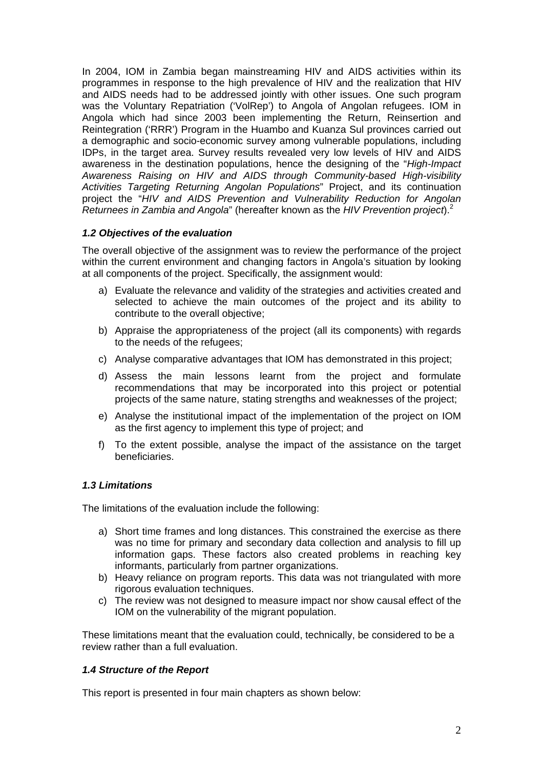In 2004, IOM in Zambia began mainstreaming HIV and AIDS activities within its programmes in response to the high prevalence of HIV and the realization that HIV and AIDS needs had to be addressed jointly with other issues. One such program was the Voluntary Repatriation ('VolRep') to Angola of Angolan refugees. IOM in Angola which had since 2003 been implementing the Return, Reinsertion and Reintegration ('RRR') Program in the Huambo and Kuanza Sul provinces carried out a demographic and socio-economic survey among vulnerable populations, including IDPs, in the target area. Survey results revealed very low levels of HIV and AIDS awareness in the destination populations, hence the designing of the "*High-Impact Awareness Raising on HIV and AIDS through Community-based High-visibility Activities Targeting Returning Angolan Populations*" Project, and its continuation project the "*HIV and AIDS Prevention and Vulnerability Reduction for Angolan Returnees in Zambia and Angola*" (hereafter known as the *HIV Prevention project*).[2]

### *1.2 Objectives of the evaluation*

The overall objective of the assignment was to review the performance of the project within the current environment and changing factors in Angola's situation by looking at all components of the project. Specifically, the assignment would:

a) Evaluate the relevance and validity of the strategies and activities created and selected to achieve the main outcomes of the project and its ability to contribute to the overall objective;

b) Appraise the appropriateness of the project (all its components) with regards to the needs of the refugees;

c) Analyse comparative advantages that IOM has demonstrated in this project;

d) Assess the main lessons learnt from the project and formulate recommendations that may be incorporated into this project or potential projects of the same nature, stating strengths and weaknesses of the project;

e) Analyse the institutional impact of the implementation of the project on IOM as the first agency to implement this type of project; and

f) To the extent possible, analyse the impact of the assistance on the target beneficiaries.

### *1.3 Limitations*

The limitations of the evaluation include the following:

a) Short time frames and long distances. This constrained the exercise as there was no time for primary and secondary data collection and analysis to fill up information gaps. These factors also created problems in reaching key informants, particularly from partner organizations.
b) Heavy reliance on program reports. This data was not triangulated with more rigorous evaluation techniques.
c) The review was not designed to measure impact nor show causal effect of the IOM on the vulnerability of the migrant population.

These limitations meant that the evaluation could, technically, be considered to be a review rather than a full evaluation.

### *1.4 Structure of the Report*

This report is presented in four main chapters as shown below: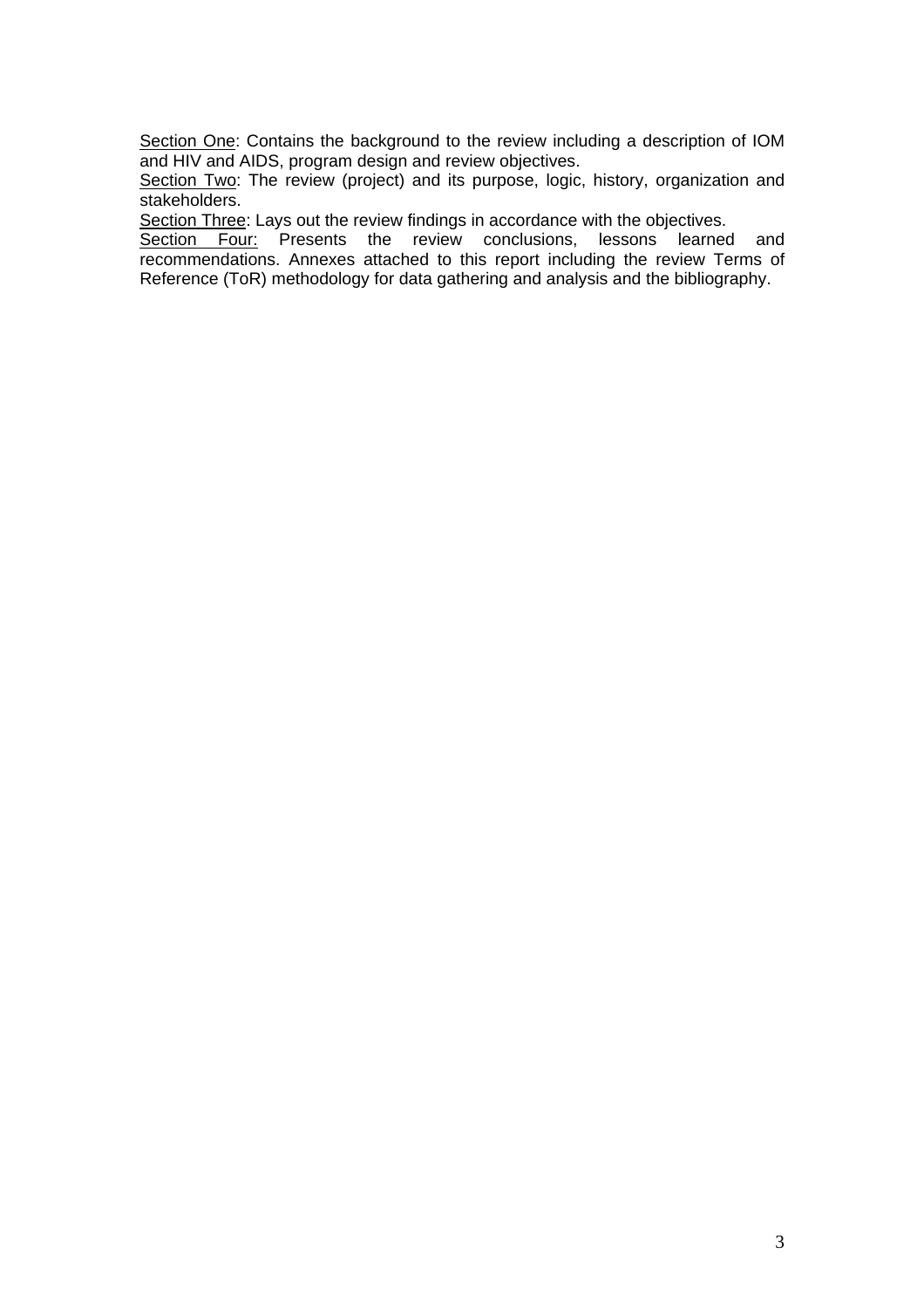<u>Section One</u>: Contains the background to the review including a description of IOM and HIV and AIDS, program design and review objectives.

<u>Section Two</u>: The review (project) and its purpose, logic, history, organization and stakeholders.

<u>Section Three</u>: Lays out the review findings in accordance with the objectives.

<u>Section Four:</u> Presents the review conclusions, lessons learned and recommendations. Annexes attached to this report including the review Terms of Reference (ToR) methodology for data gathering and analysis and the bibliography.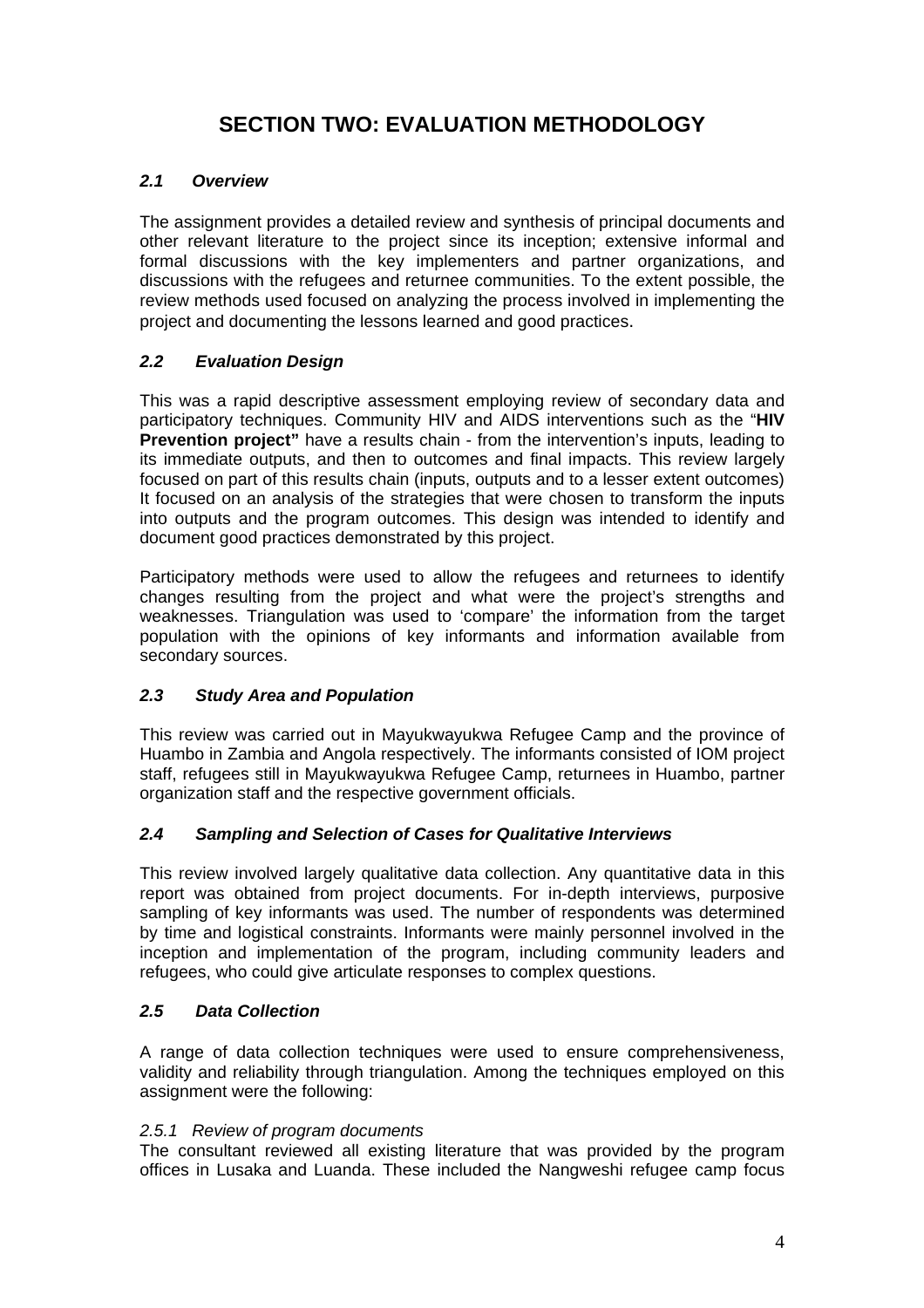# SECTION TWO: EVALUATION METHODOLOGY

### *2.1 Overview*

The assignment provides a detailed review and synthesis of principal documents and other relevant literature to the project since its inception; extensive informal and formal discussions with the key implementers and partner organizations, and discussions with the refugees and returnee communities. To the extent possible, the review methods used focused on analyzing the process involved in implementing the project and documenting the lessons learned and good practices.

### *2.2 Evaluation Design*

This was a rapid descriptive assessment employing review of secondary data and participatory techniques. Community HIV and AIDS interventions such as the "**HIV Prevention project"** have a results chain - from the intervention's inputs, leading to its immediate outputs, and then to outcomes and final impacts. This review largely focused on part of this results chain (inputs, outputs and to a lesser extent outcomes) It focused on an analysis of the strategies that were chosen to transform the inputs into outputs and the program outcomes. This design was intended to identify and document good practices demonstrated by this project.

Participatory methods were used to allow the refugees and returnees to identify changes resulting from the project and what were the project's strengths and weaknesses. Triangulation was used to 'compare' the information from the target population with the opinions of key informants and information available from secondary sources.

### *2.3 Study Area and Population*

This review was carried out in Mayukwayukwa Refugee Camp and the province of Huambo in Zambia and Angola respectively. The informants consisted of IOM project staff, refugees still in Mayukwayukwa Refugee Camp, returnees in Huambo, partner organization staff and the respective government officials.

### *2.4 Sampling and Selection of Cases for Qualitative Interviews*

This review involved largely qualitative data collection. Any quantitative data in this report was obtained from project documents. For in-depth interviews, purposive sampling of key informants was used. The number of respondents was determined by time and logistical constraints. Informants were mainly personnel involved in the inception and implementation of the program, including community leaders and refugees, who could give articulate responses to complex questions.

### *2.5 Data Collection*

A range of data collection techniques were used to ensure comprehensiveness, validity and reliability through triangulation. Among the techniques employed on this assignment were the following:

#### *2.5.1 Review of program documents*

The consultant reviewed all existing literature that was provided by the program offices in Lusaka and Luanda. These included the Nangweshi refugee camp focus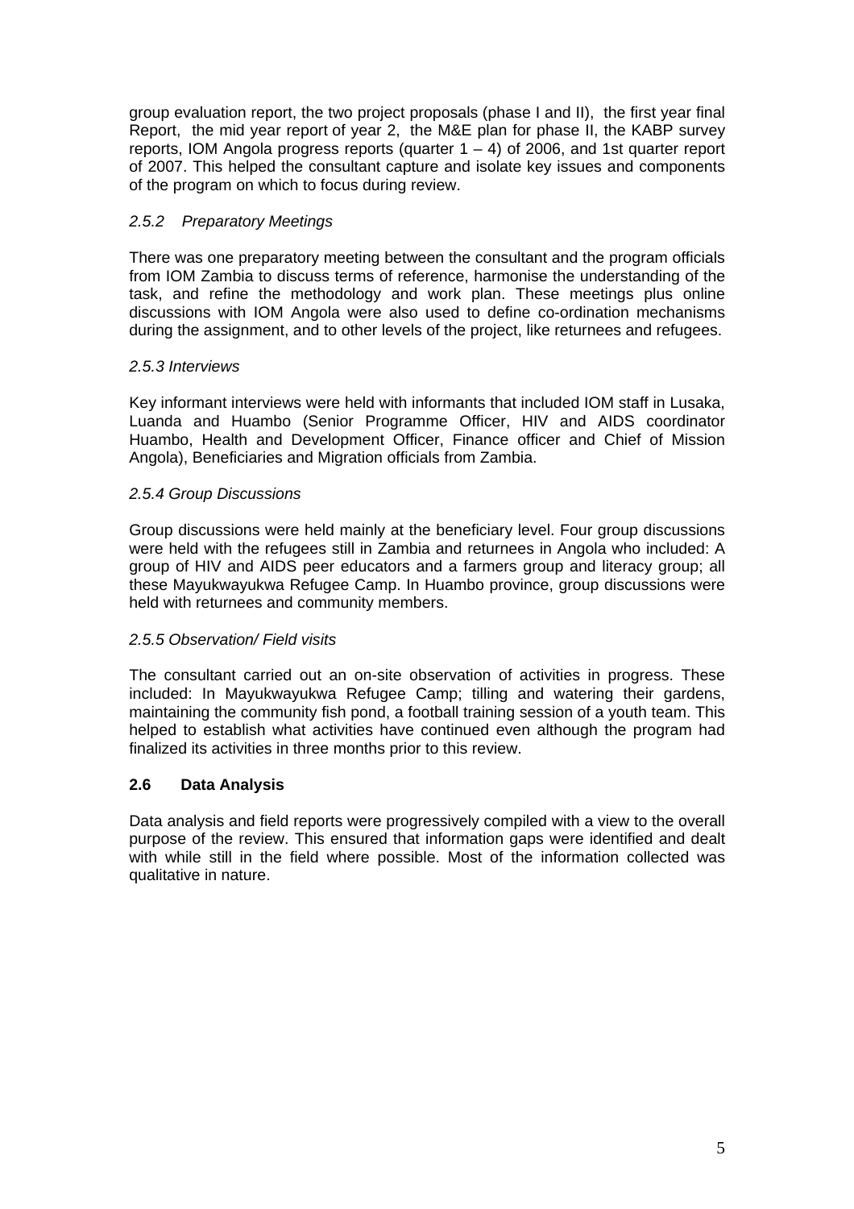group evaluation report, the two project proposals (phase I and II), the first year final Report, the mid year report of year 2, the M&E plan for phase II, the KABP survey reports, IOM Angola progress reports (quarter 1 – 4) of 2006, and 1st quarter report of 2007. This helped the consultant capture and isolate key issues and components of the program on which to focus during review.

#### *2.5.2 Preparatory Meetings*

There was one preparatory meeting between the consultant and the program officials from IOM Zambia to discuss terms of reference, harmonise the understanding of the task, and refine the methodology and work plan. These meetings plus online discussions with IOM Angola were also used to define co-ordination mechanisms during the assignment, and to other levels of the project, like returnees and refugees.

#### *2.5.3 Interviews*

Key informant interviews were held with informants that included IOM staff in Lusaka, Luanda and Huambo (Senior Programme Officer, HIV and AIDS coordinator Huambo, Health and Development Officer, Finance officer and Chief of Mission Angola), Beneficiaries and Migration officials from Zambia.

#### *2.5.4 Group Discussions*

Group discussions were held mainly at the beneficiary level. Four group discussions were held with the refugees still in Zambia and returnees in Angola who included: A group of HIV and AIDS peer educators and a farmers group and literacy group; all these Mayukwayukwa Refugee Camp. In Huambo province, group discussions were held with returnees and community members.

#### *2.5.5 Observation/ Field visits*

The consultant carried out an on-site observation of activities in progress. These included: In Mayukwayukwa Refugee Camp; tilling and watering their gardens, maintaining the community fish pond, a football training session of a youth team. This helped to establish what activities have continued even although the program had finalized its activities in three months prior to this review.

### **2.6 Data Analysis**

Data analysis and field reports were progressively compiled with a view to the overall purpose of the review. This ensured that information gaps were identified and dealt with while still in the field where possible. Most of the information collected was qualitative in nature.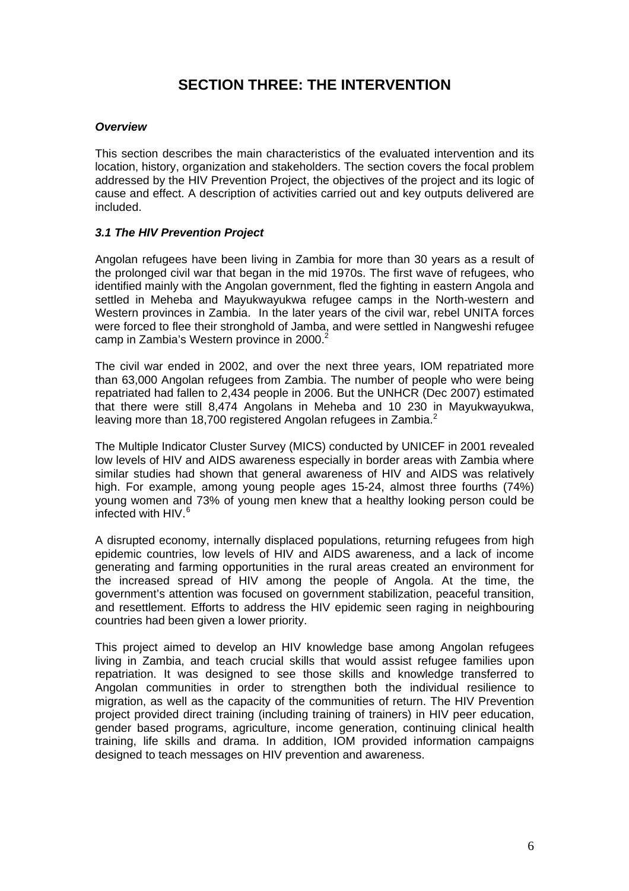# SECTION THREE: THE INTERVENTION

***Overview***

This section describes the main characteristics of the evaluated intervention and its location, history, organization and stakeholders. The section covers the focal problem addressed by the HIV Prevention Project, the objectives of the project and its logic of cause and effect. A description of activities carried out and key outputs delivered are included.

***3.1 The HIV Prevention Project***

Angolan refugees have been living in Zambia for more than 30 years as a result of the prolonged civil war that began in the mid 1970s. The first wave of refugees, who identified mainly with the Angolan government, fled the fighting in eastern Angola and settled in Meheba and Mayukwayukwa refugee camps in the North-western and Western provinces in Zambia. In the later years of the civil war, rebel UNITA forces were forced to flee their stronghold of Jamba, and were settled in Nangweshi refugee camp in Zambia's Western province in 2000.[2]

The civil war ended in 2002, and over the next three years, IOM repatriated more than 63,000 Angolan refugees from Zambia. The number of people who were being repatriated had fallen to 2,434 people in 2006. But the UNHCR (Dec 2007) estimated that there were still 8,474 Angolans in Meheba and 10 230 in Mayukwayukwa, leaving more than 18,700 registered Angolan refugees in Zambia.[2]

The Multiple Indicator Cluster Survey (MICS) conducted by UNICEF in 2001 revealed low levels of HIV and AIDS awareness especially in border areas with Zambia where similar studies had shown that general awareness of HIV and AIDS was relatively high. For example, among young people ages 15-24, almost three fourths (74%) young women and 73% of young men knew that a healthy looking person could be infected with HIV.[6]

A disrupted economy, internally displaced populations, returning refugees from high epidemic countries, low levels of HIV and AIDS awareness, and a lack of income generating and farming opportunities in the rural areas created an environment for the increased spread of HIV among the people of Angola. At the time, the government's attention was focused on government stabilization, peaceful transition, and resettlement. Efforts to address the HIV epidemic seen raging in neighbouring countries had been given a lower priority.

This project aimed to develop an HIV knowledge base among Angolan refugees living in Zambia, and teach crucial skills that would assist refugee families upon repatriation. It was designed to see those skills and knowledge transferred to Angolan communities in order to strengthen both the individual resilience to migration, as well as the capacity of the communities of return. The HIV Prevention project provided direct training (including training of trainers) in HIV peer education, gender based programs, agriculture, income generation, continuing clinical health training, life skills and drama. In addition, IOM provided information campaigns designed to teach messages on HIV prevention and awareness.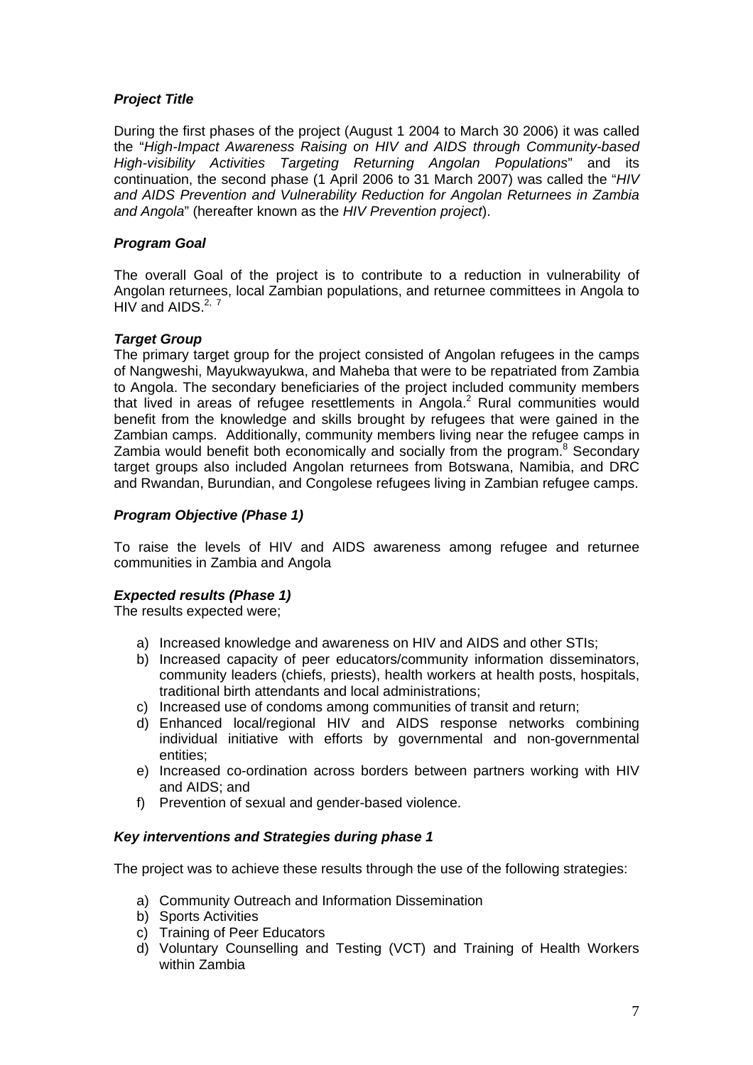### *Project Title*

During the first phases of the project (August 1 2004 to March 30 2006) it was called the "*High-Impact Awareness Raising on HIV and AIDS through Community-based High-visibility Activities Targeting Returning Angolan Populations*" and its continuation, the second phase (1 April 2006 to 31 March 2007) was called the "*HIV and AIDS Prevention and Vulnerability Reduction for Angolan Returnees in Zambia and Angola*" (hereafter known as the *HIV Prevention project*).

### *Program Goal*

The overall Goal of the project is to contribute to a reduction in vulnerability of Angolan returnees, local Zambian populations, and returnee committees in Angola to HIV and AIDS.[2, 7]

### *Target Group*

The primary target group for the project consisted of Angolan refugees in the camps of Nangweshi, Mayukwayukwa, and Maheba that were to be repatriated from Zambia to Angola. The secondary beneficiaries of the project included community members that lived in areas of refugee resettlements in Angola.[2] Rural communities would benefit from the knowledge and skills brought by refugees that were gained in the Zambian camps. Additionally, community members living near the refugee camps in Zambia would benefit both economically and socially from the program.[8] Secondary target groups also included Angolan returnees from Botswana, Namibia, and DRC and Rwandan, Burundian, and Congolese refugees living in Zambian refugee camps.

### *Program Objective (Phase 1)*

To raise the levels of HIV and AIDS awareness among refugee and returnee communities in Zambia and Angola

### *Expected results (Phase 1)*

The results expected were;

a) Increased knowledge and awareness on HIV and AIDS and other STIs;
b) Increased capacity of peer educators/community information disseminators, community leaders (chiefs, priests), health workers at health posts, hospitals, traditional birth attendants and local administrations;
c) Increased use of condoms among communities of transit and return;
d) Enhanced local/regional HIV and AIDS response networks combining individual initiative with efforts by governmental and non-governmental entities;
e) Increased co-ordination across borders between partners working with HIV and AIDS; and
f) Prevention of sexual and gender-based violence.

### *Key interventions and Strategies during phase 1*

The project was to achieve these results through the use of the following strategies:

a) Community Outreach and Information Dissemination
b) Sports Activities
c) Training of Peer Educators
d) Voluntary Counselling and Testing (VCT) and Training of Health Workers within Zambia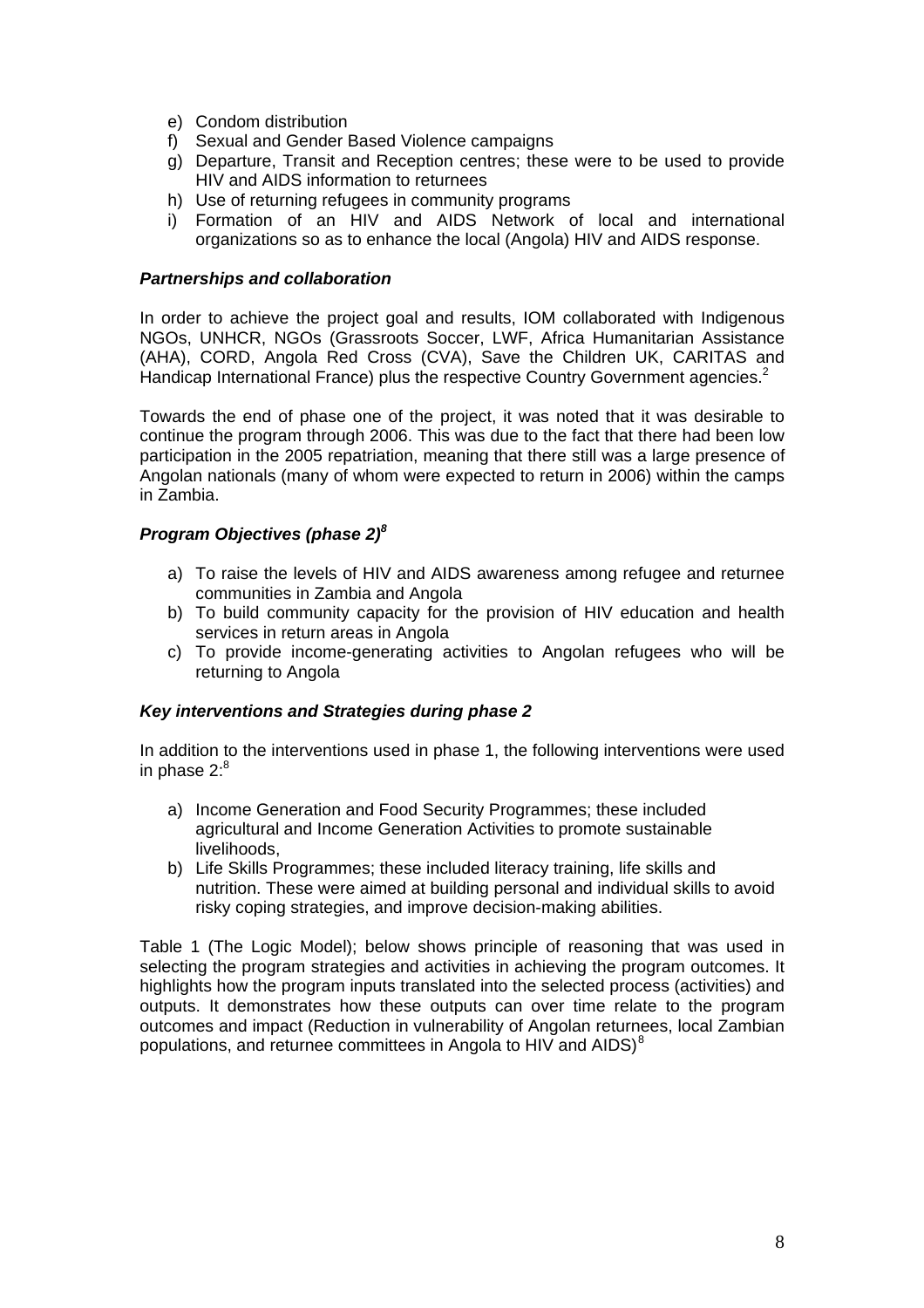e) Condom distribution
f) Sexual and Gender Based Violence campaigns
g) Departure, Transit and Reception centres; these were to be used to provide HIV and AIDS information to returnees
h) Use of returning refugees in community programs
i) Formation of an HIV and AIDS Network of local and international organizations so as to enhance the local (Angola) HIV and AIDS response.

***Partnerships and collaboration***

In order to achieve the project goal and results, IOM collaborated with Indigenous NGOs, UNHCR, NGOs (Grassroots Soccer, LWF, Africa Humanitarian Assistance (AHA), CORD, Angola Red Cross (CVA), Save the Children UK, CARITAS and Handicap International France) plus the respective Country Government agencies.[2]

Towards the end of phase one of the project, it was noted that it was desirable to continue the program through 2006. This was due to the fact that there had been low participation in the 2005 repatriation, meaning that there still was a large presence of Angolan nationals (many of whom were expected to return in 2006) within the camps in Zambia.

***Program Objectives (phase 2)[8]***

a) To raise the levels of HIV and AIDS awareness among refugee and returnee communities in Zambia and Angola
b) To build community capacity for the provision of HIV education and health services in return areas in Angola
c) To provide income-generating activities to Angolan refugees who will be returning to Angola

***Key interventions and Strategies during phase 2***

In addition to the interventions used in phase 1, the following interventions were used in phase 2:[8]

a) Income Generation and Food Security Programmes; these included agricultural and Income Generation Activities to promote sustainable livelihoods,
b) Life Skills Programmes; these included literacy training, life skills and nutrition. These were aimed at building personal and individual skills to avoid risky coping strategies, and improve decision-making abilities.

Table 1 (The Logic Model); below shows principle of reasoning that was used in selecting the program strategies and activities in achieving the program outcomes. It highlights how the program inputs translated into the selected process (activities) and outputs. It demonstrates how these outputs can over time relate to the program outcomes and impact (Reduction in vulnerability of Angolan returnees, local Zambian populations, and returnee committees in Angola to HIV and AIDS)[8]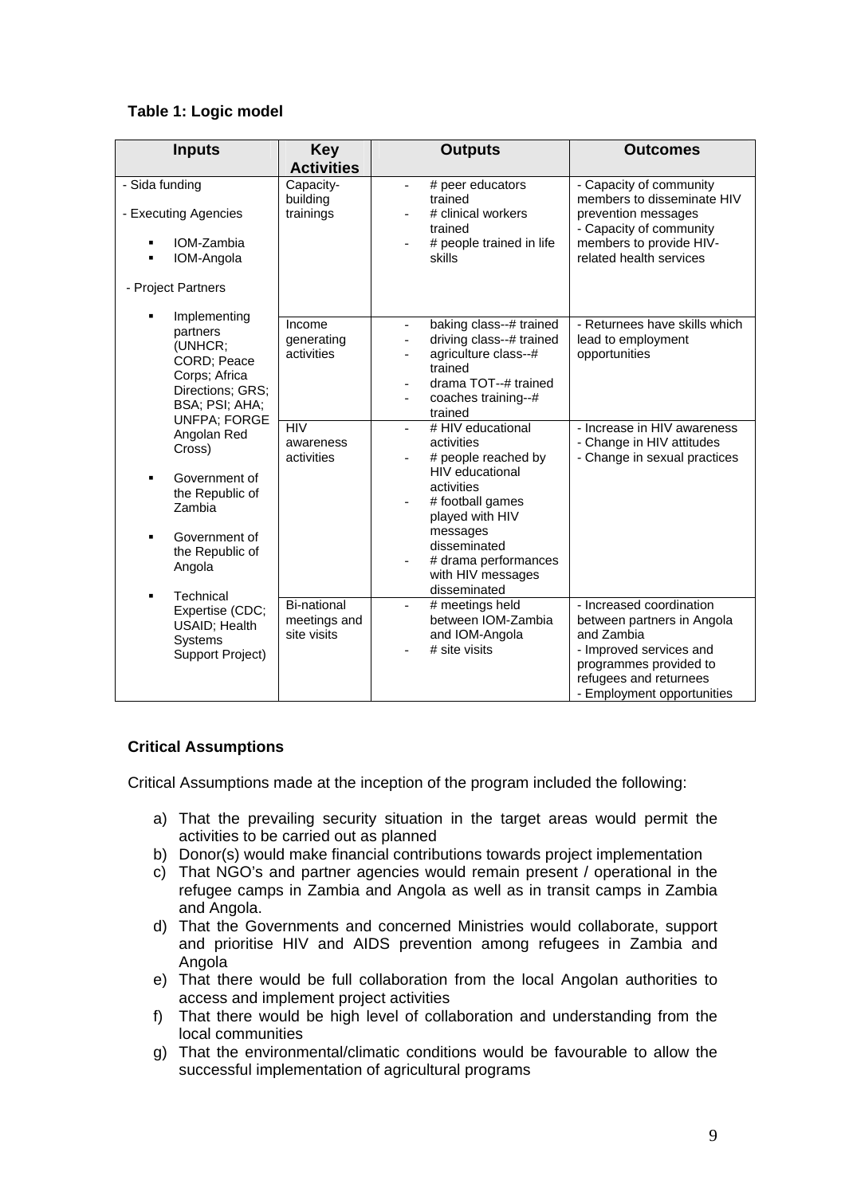**Table 1: Logic model**

| Inputs | Key Activities | Outputs | Outcomes |
|---|---|---|---|
| - Sida funding<br><br>- Executing Agencies<br>▪ IOM-Zambia<br>▪ IOM-Angola<br><br>- Project Partners<br>▪ Implementing partners (UNHCR; CORD; Peace Corps; Africa Directions; GRS; BSA; PSI; AHA; UNFPA; FORGE Angolan Red Cross)<br>▪ Government of the Republic of Zambia<br>▪ Government of the Republic of Angola<br>▪ Technical Expertise (CDC; USAID; Health Systems Support Project) | Capacity-building trainings | - # peer educators trained<br>- # clinical workers trained<br>- # people trained in life skills | - Capacity of community members to disseminate HIV prevention messages<br>- Capacity of community members to provide HIV-related health services |
| | Income generating activities | - baking class--# trained<br>- driving class--# trained<br>- agriculture class--# trained<br>- drama TOT--# trained<br>- coaches training--# trained | - Returnees have skills which lead to employment opportunities |
| | HIV awareness activities | - # HIV educational activities<br>- # people reached by HIV educational activities<br>- # football games played with HIV messages disseminated<br>- # drama performances with HIV messages disseminated | - Increase in HIV awareness<br>- Change in HIV attitudes<br>- Change in sexual practices |
| | Bi-national meetings and site visits | - # meetings held between IOM-Zambia and IOM-Angola<br>- # site visits | - Increased coordination between partners in Angola and Zambia<br>- Improved services and programmes provided to refugees and returnees<br>- Employment opportunities |

**Critical Assumptions**

Critical Assumptions made at the inception of the program included the following:

a) That the prevailing security situation in the target areas would permit the activities to be carried out as planned
b) Donor(s) would make financial contributions towards project implementation
c) That NGO's and partner agencies would remain present / operational in the refugee camps in Zambia and Angola as well as in transit camps in Zambia and Angola.
d) That the Governments and concerned Ministries would collaborate, support and prioritise HIV and AIDS prevention among refugees in Zambia and Angola
e) That there would be full collaboration from the local Angolan authorities to access and implement project activities
f) That there would be high level of collaboration and understanding from the local communities
g) That the environmental/climatic conditions would be favourable to allow the successful implementation of agricultural programs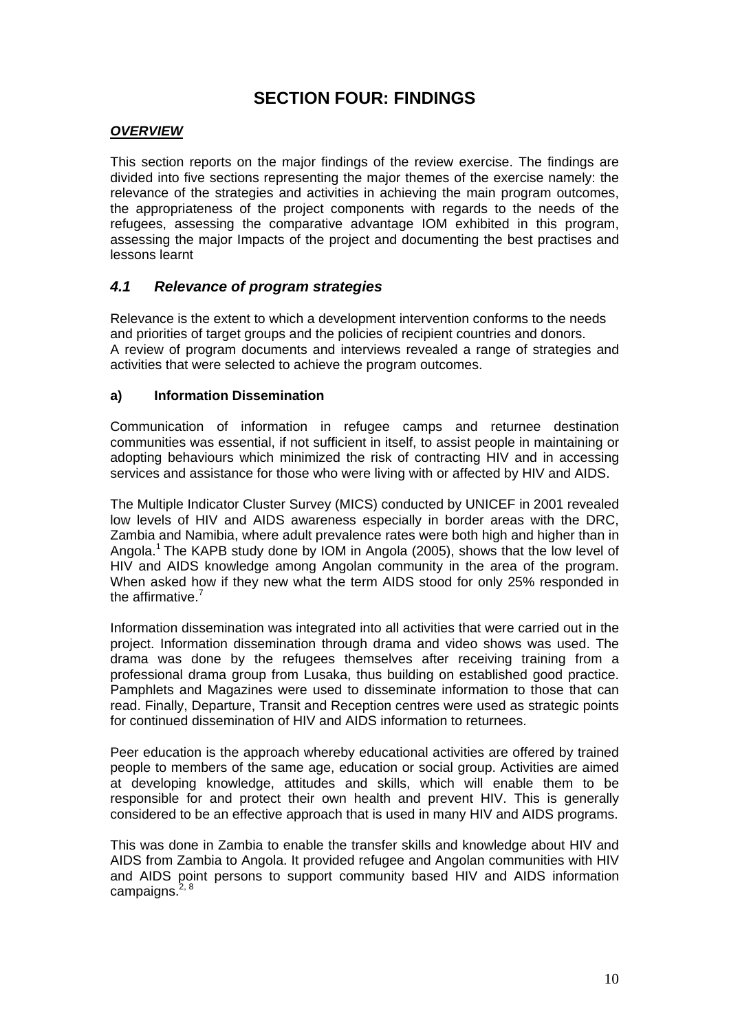# SECTION FOUR: FINDINGS

***OVERVIEW***

This section reports on the major findings of the review exercise. The findings are divided into five sections representing the major themes of the exercise namely: the relevance of the strategies and activities in achieving the main program outcomes, the appropriateness of the project components with regards to the needs of the refugees, assessing the comparative advantage IOM exhibited in this program, assessing the major Impacts of the project and documenting the best practises and lessons learnt

## *4.1 Relevance of program strategies*

Relevance is the extent to which a development intervention conforms to the needs and priorities of target groups and the policies of recipient countries and donors.
A review of program documents and interviews revealed a range of strategies and activities that were selected to achieve the program outcomes.

### a) Information Dissemination

Communication of information in refugee camps and returnee destination communities was essential, if not sufficient in itself, to assist people in maintaining or adopting behaviours which minimized the risk of contracting HIV and in accessing services and assistance for those who were living with or affected by HIV and AIDS.

The Multiple Indicator Cluster Survey (MICS) conducted by UNICEF in 2001 revealed low levels of HIV and AIDS awareness especially in border areas with the DRC, Zambia and Namibia, where adult prevalence rates were both high and higher than in Angola.[1] The KAPB study done by IOM in Angola (2005), shows that the low level of HIV and AIDS knowledge among Angolan community in the area of the program. When asked how if they new what the term AIDS stood for only 25% responded in the affirmative.[7]

Information dissemination was integrated into all activities that were carried out in the project. Information dissemination through drama and video shows was used. The drama was done by the refugees themselves after receiving training from a professional drama group from Lusaka, thus building on established good practice. Pamphlets and Magazines were used to disseminate information to those that can read. Finally, Departure, Transit and Reception centres were used as strategic points for continued dissemination of HIV and AIDS information to returnees.

Peer education is the approach whereby educational activities are offered by trained people to members of the same age, education or social group. Activities are aimed at developing knowledge, attitudes and skills, which will enable them to be responsible for and protect their own health and prevent HIV. This is generally considered to be an effective approach that is used in many HIV and AIDS programs.

This was done in Zambia to enable the transfer skills and knowledge about HIV and AIDS from Zambia to Angola. It provided refugee and Angolan communities with HIV and AIDS point persons to support community based HIV and AIDS information campaigns.[2, 8]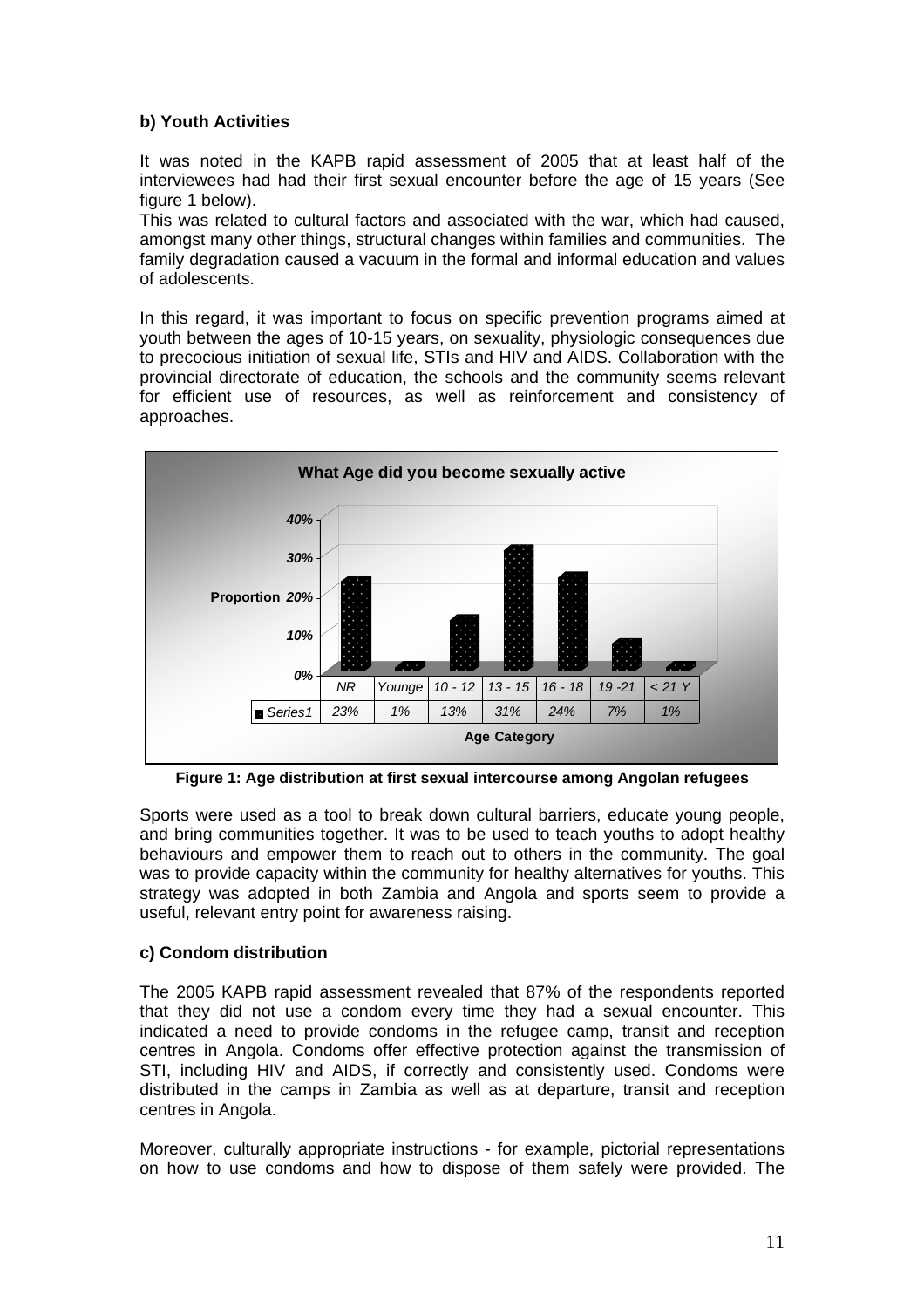### b) Youth Activities

It was noted in the KAPB rapid assessment of 2005 that at least half of the interviewees had had their first sexual encounter before the age of 15 years (See figure 1 below).

This was related to cultural factors and associated with the war, which had caused, amongst many other things, structural changes within families and communities. The family degradation caused a vacuum in the formal and informal education and values of adolescents.

In this regard, it was important to focus on specific prevention programs aimed at youth between the ages of 10-15 years, on sexuality, physiologic consequences due to precocious initiation of sexual life, STIs and HIV and AIDS. Collaboration with the provincial directorate of education, the schools and the community seems relevant for efficient use of resources, as well as reinforcement and consistency of approaches.

**What Age did you become sexually active**

| Age Category | NR | Younge | 10 - 12 | 13 - 15 | 16 - 18 | 19 -21 | < 21 Y |
|---|---|---|---|---|---|---|---|
| Series1 | 23% | 1% | 13% | 31% | 24% | 7% | 1% |

**Figure 1: Age distribution at first sexual intercourse among Angolan refugees**

Sports were used as a tool to break down cultural barriers, educate young people, and bring communities together. It was to be used to teach youths to adopt healthy behaviours and empower them to reach out to others in the community. The goal was to provide capacity within the community for healthy alternatives for youths. This strategy was adopted in both Zambia and Angola and sports seem to provide a useful, relevant entry point for awareness raising.

### c) Condom distribution

The 2005 KAPB rapid assessment revealed that 87% of the respondents reported that they did not use a condom every time they had a sexual encounter. This indicated a need to provide condoms in the refugee camp, transit and reception centres in Angola. Condoms offer effective protection against the transmission of STI, including HIV and AIDS, if correctly and consistently used. Condoms were distributed in the camps in Zambia as well as at departure, transit and reception centres in Angola.

Moreover, culturally appropriate instructions - for example, pictorial representations on how to use condoms and how to dispose of them safely were provided. The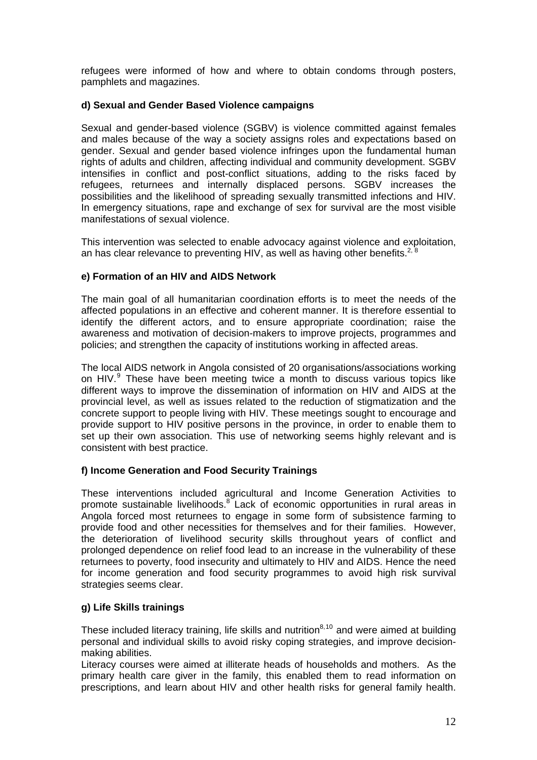refugees were informed of how and where to obtain condoms through posters, pamphlets and magazines.

### d) Sexual and Gender Based Violence campaigns

Sexual and gender-based violence (SGBV) is violence committed against females and males because of the way a society assigns roles and expectations based on gender. Sexual and gender based violence infringes upon the fundamental human rights of adults and children, affecting individual and community development. SGBV intensifies in conflict and post-conflict situations, adding to the risks faced by refugees, returnees and internally displaced persons. SGBV increases the possibilities and the likelihood of spreading sexually transmitted infections and HIV. In emergency situations, rape and exchange of sex for survival are the most visible manifestations of sexual violence.

This intervention was selected to enable advocacy against violence and exploitation, an has clear relevance to preventing HIV, as well as having other benefits.[2, 8]

### e) Formation of an HIV and AIDS Network

The main goal of all humanitarian coordination efforts is to meet the needs of the affected populations in an effective and coherent manner. It is therefore essential to identify the different actors, and to ensure appropriate coordination; raise the awareness and motivation of decision-makers to improve projects, programmes and policies; and strengthen the capacity of institutions working in affected areas.

The local AIDS network in Angola consisted of 20 organisations/associations working on HIV.[9] These have been meeting twice a month to discuss various topics like different ways to improve the dissemination of information on HIV and AIDS at the provincial level, as well as issues related to the reduction of stigmatization and the concrete support to people living with HIV. These meetings sought to encourage and provide support to HIV positive persons in the province, in order to enable them to set up their own association. This use of networking seems highly relevant and is consistent with best practice.

### f) Income Generation and Food Security Trainings

These interventions included agricultural and Income Generation Activities to promote sustainable livelihoods.[8] Lack of economic opportunities in rural areas in Angola forced most returnees to engage in some form of subsistence farming to provide food and other necessities for themselves and for their families. However, the deterioration of livelihood security skills throughout years of conflict and prolonged dependence on relief food lead to an increase in the vulnerability of these returnees to poverty, food insecurity and ultimately to HIV and AIDS. Hence the need for income generation and food security programmes to avoid high risk survival strategies seems clear.

### g) Life Skills trainings

These included literacy training, life skills and nutrition[8,10] and were aimed at building personal and individual skills to avoid risky coping strategies, and improve decision-making abilities.

Literacy courses were aimed at illiterate heads of households and mothers. As the primary health care giver in the family, this enabled them to read information on prescriptions, and learn about HIV and other health risks for general family health.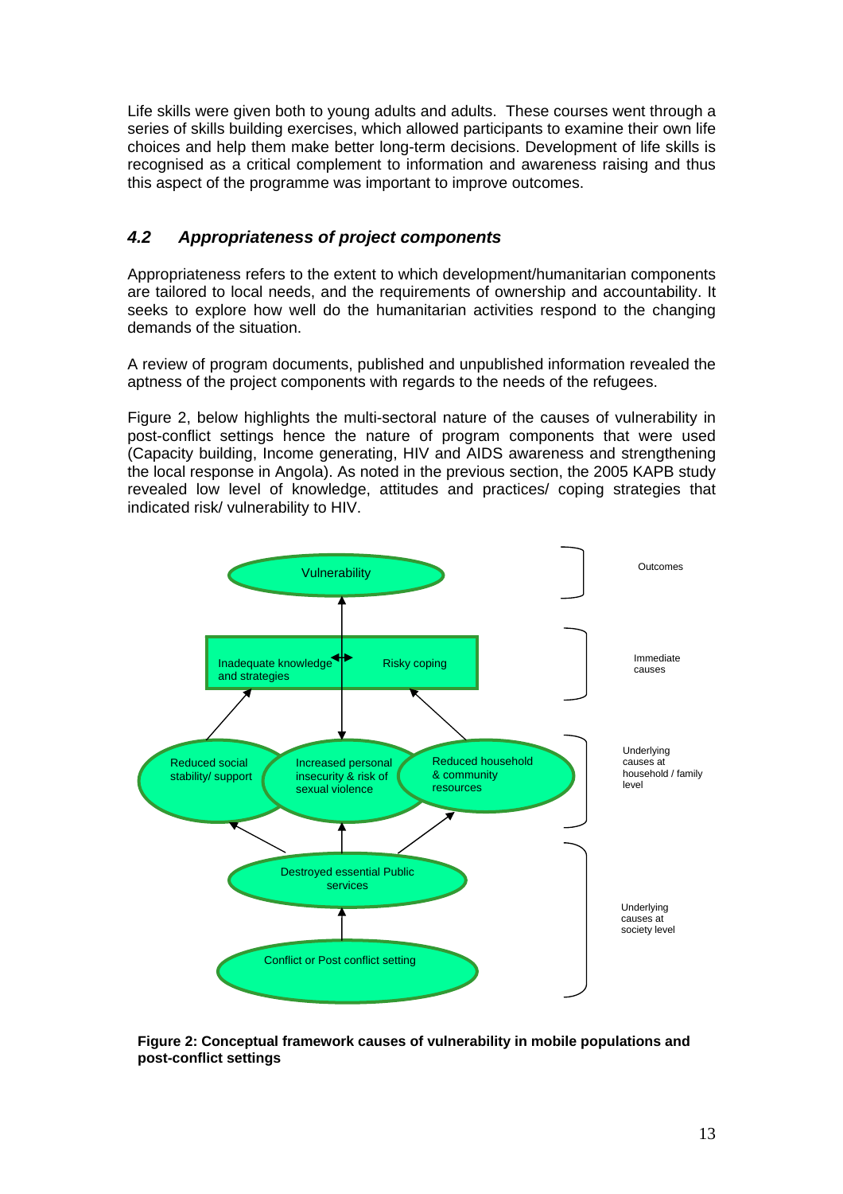Life skills were given both to young adults and adults. These courses went through a series of skills building exercises, which allowed participants to examine their own life choices and help them make better long-term decisions. Development of life skills is recognised as a critical complement to information and awareness raising and thus this aspect of the programme was important to improve outcomes.

### *4.2 Appropriateness of project components*

Appropriateness refers to the extent to which development/humanitarian components are tailored to local needs, and the requirements of ownership and accountability. It seeks to explore how well do the humanitarian activities respond to the changing demands of the situation.

A review of program documents, published and unpublished information revealed the aptness of the project components with regards to the needs of the refugees.

Figure 2, below highlights the multi-sectoral nature of the causes of vulnerability in post-conflict settings hence the nature of program components that were used (Capacity building, Income generating, HIV and AIDS awareness and strengthening the local response in Angola). As noted in the previous section, the 2005 KAPB study revealed low level of knowledge, attitudes and practices/ coping strategies that indicated risk/ vulnerability to HIV.

Outcomes: Vulnerability

Immediate causes: Inadequate knowledge and strategies ↔ Risky coping

Underlying causes at household / family level: Reduced social stability/ support; Increased personal insecurity & risk of sexual violence; Reduced household & community resources

Underlying causes at society level: Destroyed essential Public services; Conflict or Post conflict setting

**Figure 2: Conceptual framework causes of vulnerability in mobile populations and post-conflict settings**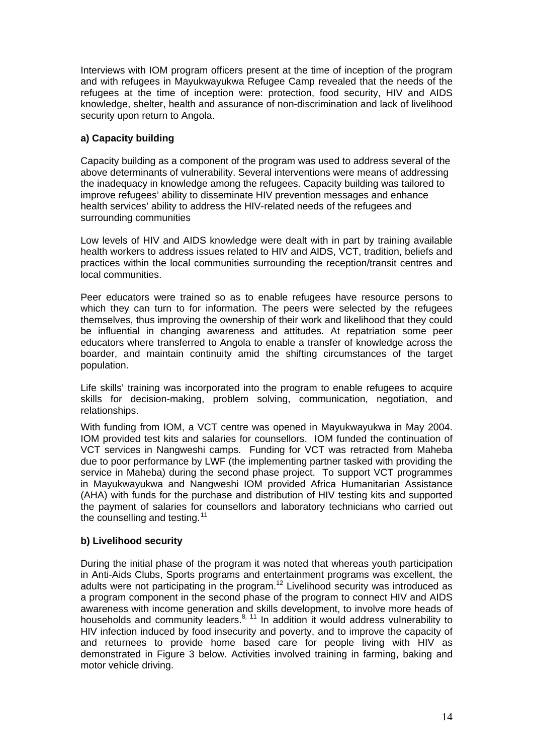Interviews with IOM program officers present at the time of inception of the program and with refugees in Mayukwayukwa Refugee Camp revealed that the needs of the refugees at the time of inception were: protection, food security, HIV and AIDS knowledge, shelter, health and assurance of non-discrimination and lack of livelihood security upon return to Angola.

**a) Capacity building**

Capacity building as a component of the program was used to address several of the above determinants of vulnerability. Several interventions were means of addressing the inadequacy in knowledge among the refugees. Capacity building was tailored to improve refugees' ability to disseminate HIV prevention messages and enhance health services' ability to address the HIV-related needs of the refugees and surrounding communities

Low levels of HIV and AIDS knowledge were dealt with in part by training available health workers to address issues related to HIV and AIDS, VCT, tradition, beliefs and practices within the local communities surrounding the reception/transit centres and local communities.

Peer educators were trained so as to enable refugees have resource persons to which they can turn to for information. The peers were selected by the refugees themselves, thus improving the ownership of their work and likelihood that they could be influential in changing awareness and attitudes. At repatriation some peer educators where transferred to Angola to enable a transfer of knowledge across the boarder, and maintain continuity amid the shifting circumstances of the target population.

Life skills' training was incorporated into the program to enable refugees to acquire skills for decision-making, problem solving, communication, negotiation, and relationships.

With funding from IOM, a VCT centre was opened in Mayukwayukwa in May 2004. IOM provided test kits and salaries for counsellors. IOM funded the continuation of VCT services in Nangweshi camps. Funding for VCT was retracted from Maheba due to poor performance by LWF (the implementing partner tasked with providing the service in Maheba) during the second phase project. To support VCT programmes in Mayukwayukwa and Nangweshi IOM provided Africa Humanitarian Assistance (AHA) with funds for the purchase and distribution of HIV testing kits and supported the payment of salaries for counsellors and laboratory technicians who carried out the counselling and testing.[11]

**b) Livelihood security**

During the initial phase of the program it was noted that whereas youth participation in Anti-Aids Clubs, Sports programs and entertainment programs was excellent, the adults were not participating in the program.[12] Livelihood security was introduced as a program component in the second phase of the program to connect HIV and AIDS awareness with income generation and skills development, to involve more heads of households and community leaders.[8, 11] In addition it would address vulnerability to HIV infection induced by food insecurity and poverty, and to improve the capacity of and returnees to provide home based care for people living with HIV as demonstrated in Figure 3 below. Activities involved training in farming, baking and motor vehicle driving.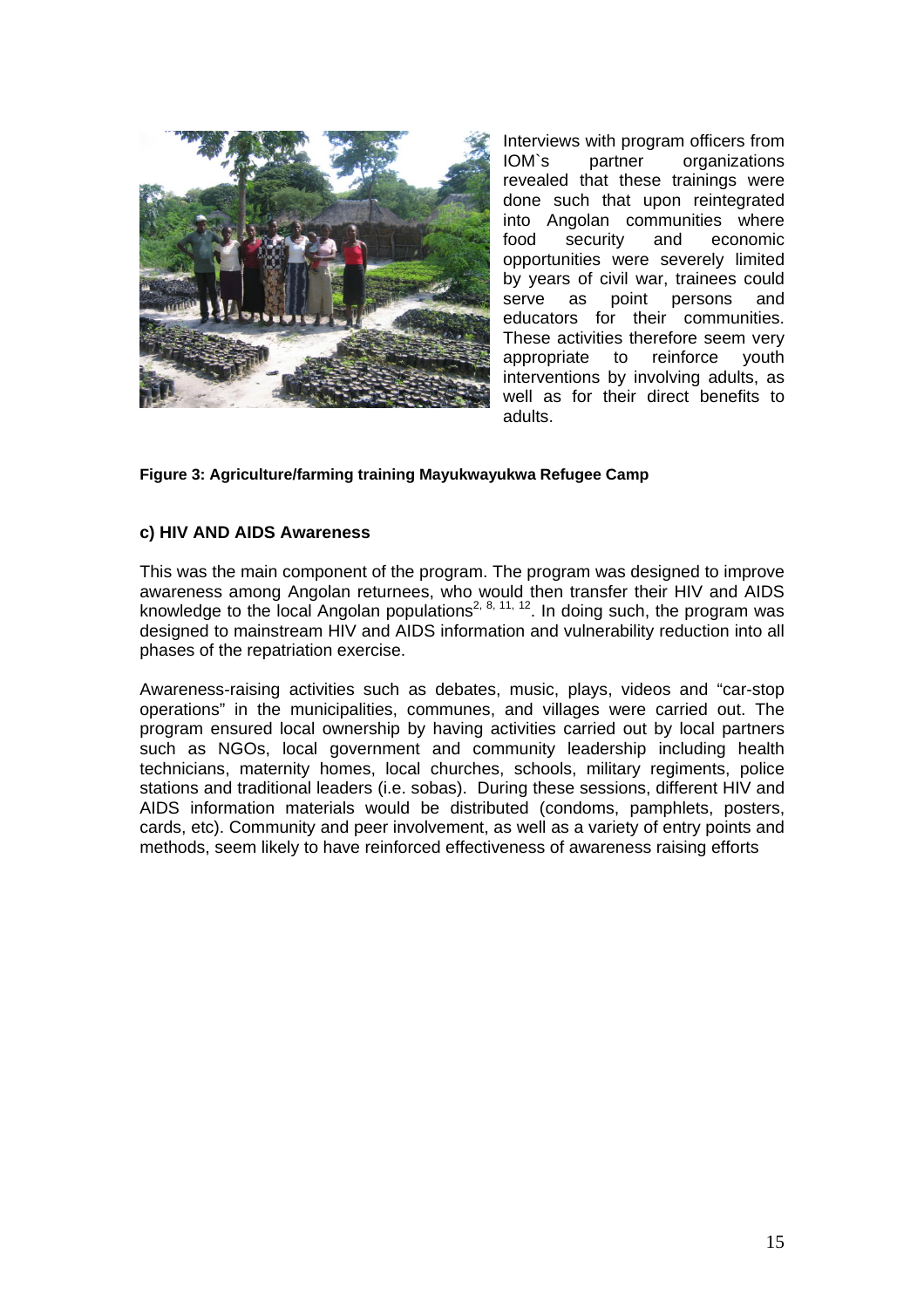Interviews with program officers from IOM`s partner organizations revealed that these trainings were done such that upon reintegrated into Angolan communities where food security and economic opportunities were severely limited by years of civil war, trainees could serve as point persons and educators for their communities. These activities therefore seem very appropriate to reinforce youth interventions by involving adults, as well as for their direct benefits to adults.

**Figure 3: Agriculture/farming training Mayukwayukwa Refugee Camp**

#### c) HIV AND AIDS Awareness

This was the main component of the program. The program was designed to improve awareness among Angolan returnees, who would then transfer their HIV and AIDS knowledge to the local Angolan populations[2, 8, 11, 12]. In doing such, the program was designed to mainstream HIV and AIDS information and vulnerability reduction into all phases of the repatriation exercise.

Awareness-raising activities such as debates, music, plays, videos and "car-stop operations" in the municipalities, communes, and villages were carried out. The program ensured local ownership by having activities carried out by local partners such as NGOs, local government and community leadership including health technicians, maternity homes, local churches, schools, military regiments, police stations and traditional leaders (i.e. sobas). During these sessions, different HIV and AIDS information materials would be distributed (condoms, pamphlets, posters, cards, etc). Community and peer involvement, as well as a variety of entry points and methods, seem likely to have reinforced effectiveness of awareness raising efforts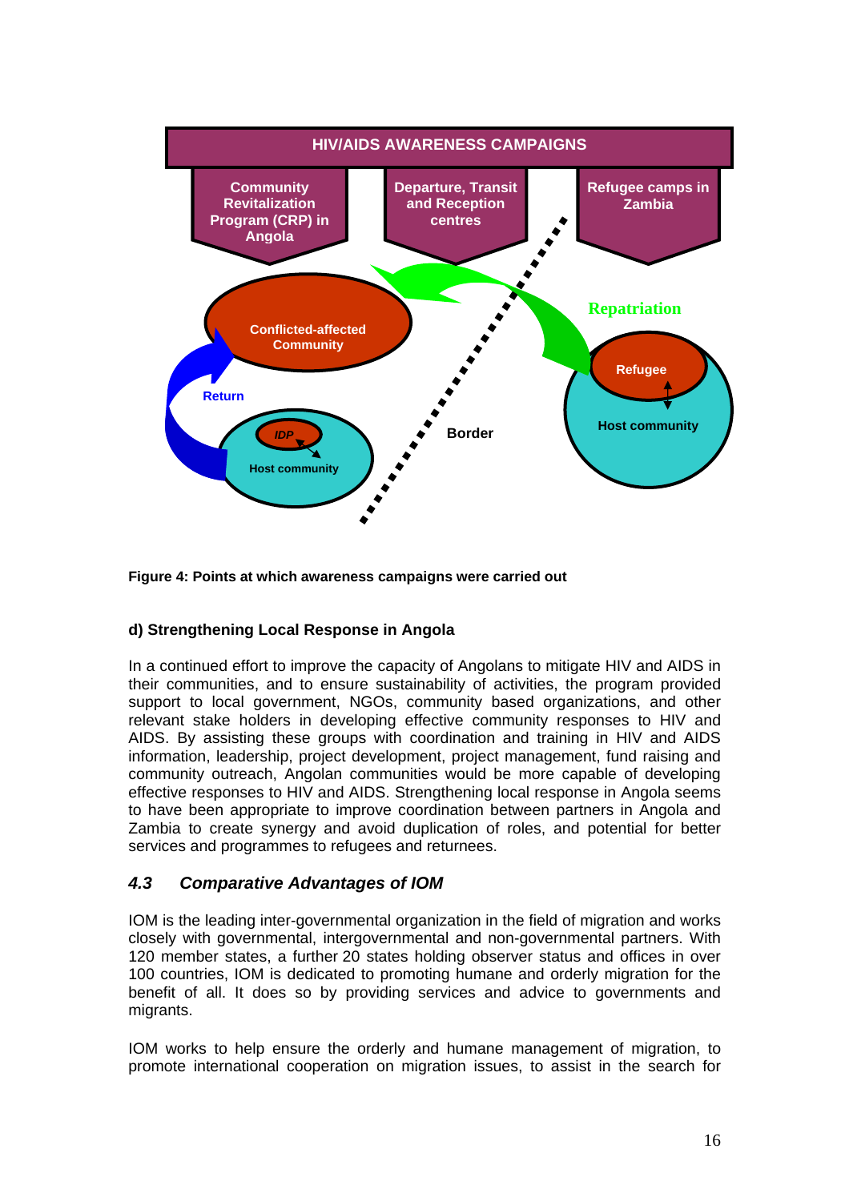HIV/AIDS AWARENESS CAMPAIGNS

Community Revitalization Program (CRP) in Angola

Departure, Transit and Reception centres

Refugee camps in Zambia

Conflicted-affected Community

Repatriation

Refugee

Host community

Return

IDP

Host community

Border

**Figure 4: Points at which awareness campaigns were carried out**

**d) Strengthening Local Response in Angola**

In a continued effort to improve the capacity of Angolans to mitigate HIV and AIDS in their communities, and to ensure sustainability of activities, the program provided support to local government, NGOs, community based organizations, and other relevant stake holders in developing effective community responses to HIV and AIDS. By assisting these groups with coordination and training in HIV and AIDS information, leadership, project development, project management, fund raising and community outreach, Angolan communities would be more capable of developing effective responses to HIV and AIDS. Strengthening local response in Angola seems to have been appropriate to improve coordination between partners in Angola and Zambia to create synergy and avoid duplication of roles, and potential for better services and programmes to refugees and returnees.

## *4.3 Comparative Advantages of IOM*

IOM is the leading inter-governmental organization in the field of migration and works closely with governmental, intergovernmental and non-governmental partners. With 120 member states, a further 20 states holding observer status and offices in over 100 countries, IOM is dedicated to promoting humane and orderly migration for the benefit of all. It does so by providing services and advice to governments and migrants.

IOM works to help ensure the orderly and humane management of migration, to promote international cooperation on migration issues, to assist in the search for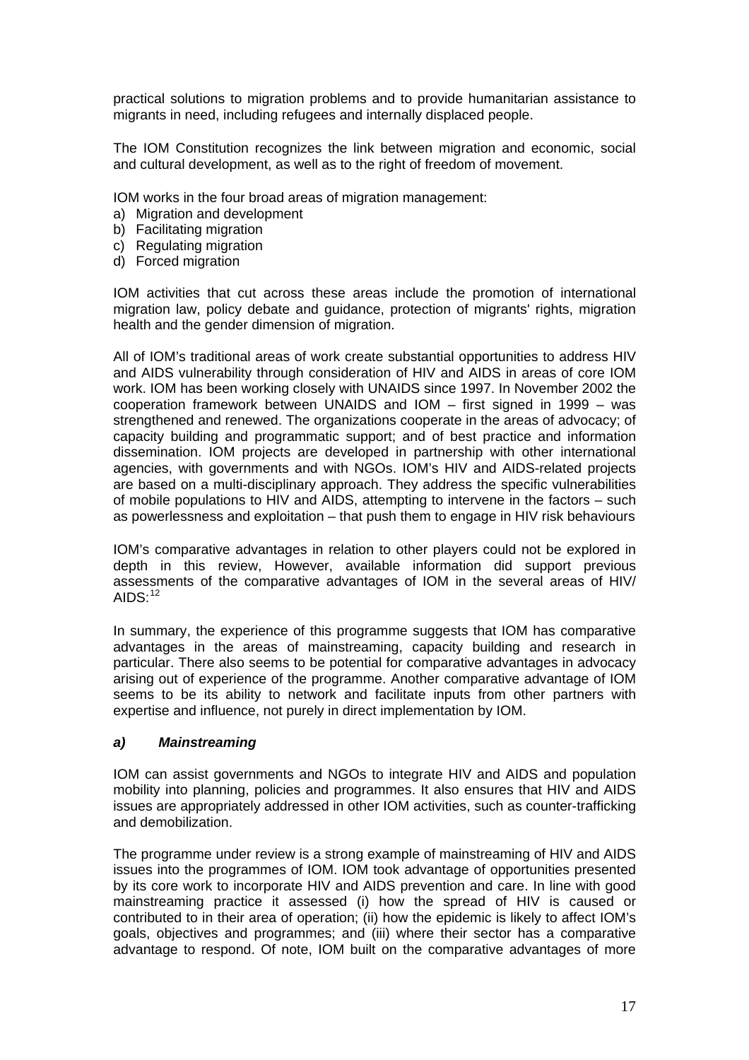practical solutions to migration problems and to provide humanitarian assistance to migrants in need, including refugees and internally displaced people.

The IOM Constitution recognizes the link between migration and economic, social and cultural development, as well as to the right of freedom of movement.

IOM works in the four broad areas of migration management:

a) Migration and development
b) Facilitating migration
c) Regulating migration
d) Forced migration

IOM activities that cut across these areas include the promotion of international migration law, policy debate and guidance, protection of migrants' rights, migration health and the gender dimension of migration.

All of IOM's traditional areas of work create substantial opportunities to address HIV and AIDS vulnerability through consideration of HIV and AIDS in areas of core IOM work. IOM has been working closely with UNAIDS since 1997. In November 2002 the cooperation framework between UNAIDS and IOM – first signed in 1999 – was strengthened and renewed. The organizations cooperate in the areas of advocacy; of capacity building and programmatic support; and of best practice and information dissemination. IOM projects are developed in partnership with other international agencies, with governments and with NGOs. IOM's HIV and AIDS-related projects are based on a multi-disciplinary approach. They address the specific vulnerabilities of mobile populations to HIV and AIDS, attempting to intervene in the factors – such as powerlessness and exploitation – that push them to engage in HIV risk behaviours

IOM's comparative advantages in relation to other players could not be explored in depth in this review, However, available information did support previous assessments of the comparative advantages of IOM in the several areas of HIV/ AIDS:[12]

In summary, the experience of this programme suggests that IOM has comparative advantages in the areas of mainstreaming, capacity building and research in particular. There also seems to be potential for comparative advantages in advocacy arising out of experience of the programme. Another comparative advantage of IOM seems to be its ability to network and facilitate inputs from other partners with expertise and influence, not purely in direct implementation by IOM.

### *a) Mainstreaming*

IOM can assist governments and NGOs to integrate HIV and AIDS and population mobility into planning, policies and programmes. It also ensures that HIV and AIDS issues are appropriately addressed in other IOM activities, such as counter-trafficking and demobilization.

The programme under review is a strong example of mainstreaming of HIV and AIDS issues into the programmes of IOM. IOM took advantage of opportunities presented by its core work to incorporate HIV and AIDS prevention and care. In line with good mainstreaming practice it assessed (i) how the spread of HIV is caused or contributed to in their area of operation; (ii) how the epidemic is likely to affect IOM's goals, objectives and programmes; and (iii) where their sector has a comparative advantage to respond. Of note, IOM built on the comparative advantages of more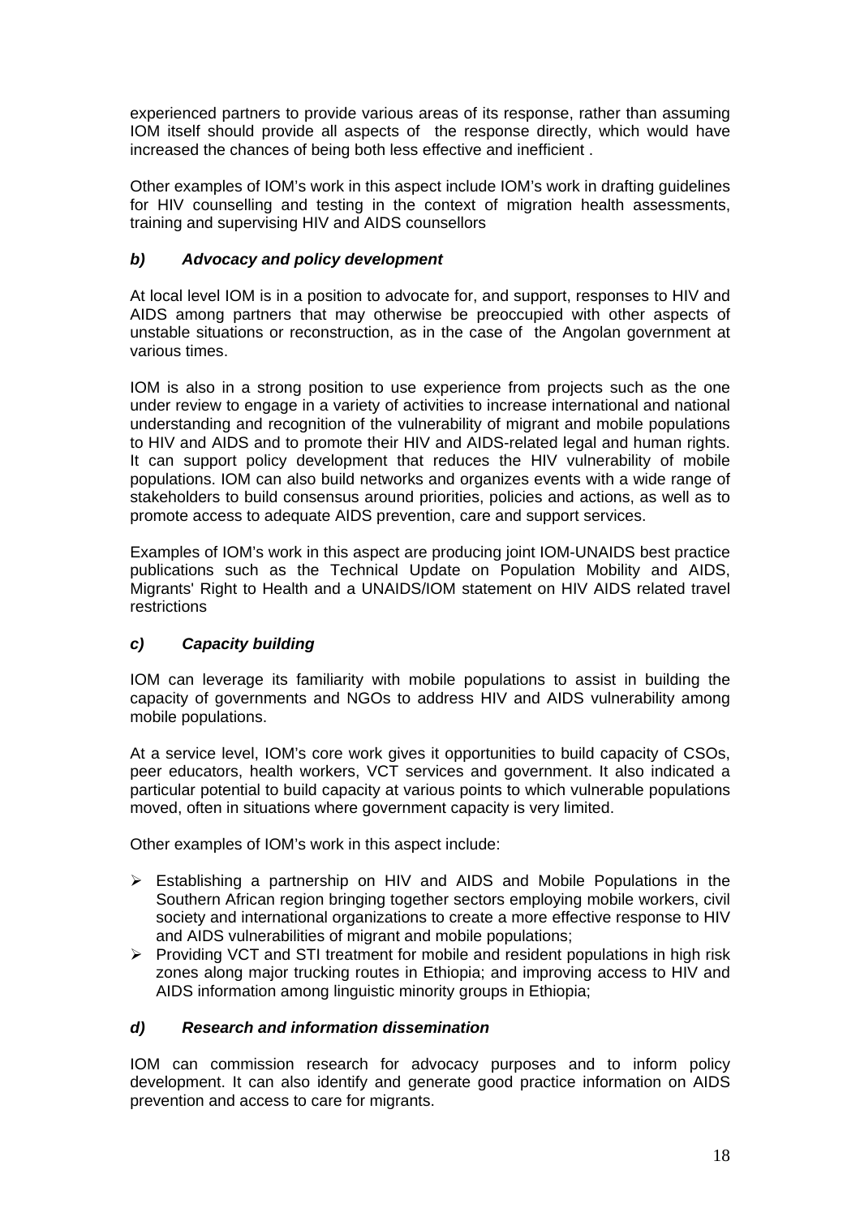experienced partners to provide various areas of its response, rather than assuming IOM itself should provide all aspects of the response directly, which would have increased the chances of being both less effective and inefficient .

Other examples of IOM's work in this aspect include IOM's work in drafting guidelines for HIV counselling and testing in the context of migration health assessments, training and supervising HIV and AIDS counsellors

### *b) Advocacy and policy development*

At local level IOM is in a position to advocate for, and support, responses to HIV and AIDS among partners that may otherwise be preoccupied with other aspects of unstable situations or reconstruction, as in the case of the Angolan government at various times.

IOM is also in a strong position to use experience from projects such as the one under review to engage in a variety of activities to increase international and national understanding and recognition of the vulnerability of migrant and mobile populations to HIV and AIDS and to promote their HIV and AIDS-related legal and human rights. It can support policy development that reduces the HIV vulnerability of mobile populations. IOM can also build networks and organizes events with a wide range of stakeholders to build consensus around priorities, policies and actions, as well as to promote access to adequate AIDS prevention, care and support services.

Examples of IOM's work in this aspect are producing joint IOM-UNAIDS best practice publications such as the Technical Update on Population Mobility and AIDS, Migrants' Right to Health and a UNAIDS/IOM statement on HIV AIDS related travel restrictions

### *c) Capacity building*

IOM can leverage its familiarity with mobile populations to assist in building the capacity of governments and NGOs to address HIV and AIDS vulnerability among mobile populations.

At a service level, IOM's core work gives it opportunities to build capacity of CSOs, peer educators, health workers, VCT services and government. It also indicated a particular potential to build capacity at various points to which vulnerable populations moved, often in situations where government capacity is very limited.

Other examples of IOM's work in this aspect include:

- Establishing a partnership on HIV and AIDS and Mobile Populations in the Southern African region bringing together sectors employing mobile workers, civil society and international organizations to create a more effective response to HIV and AIDS vulnerabilities of migrant and mobile populations;
- Providing VCT and STI treatment for mobile and resident populations in high risk zones along major trucking routes in Ethiopia; and improving access to HIV and AIDS information among linguistic minority groups in Ethiopia;

### *d) Research and information dissemination*

IOM can commission research for advocacy purposes and to inform policy development. It can also identify and generate good practice information on AIDS prevention and access to care for migrants.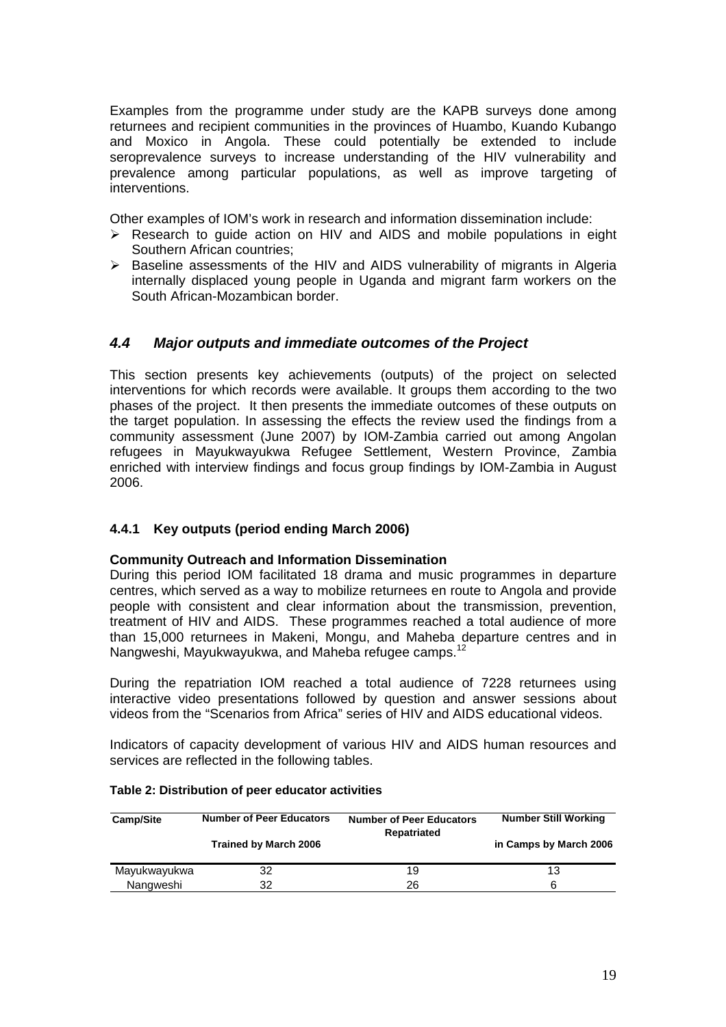Examples from the programme under study are the KAPB surveys done among returnees and recipient communities in the provinces of Huambo, Kuando Kubango and Moxico in Angola. These could potentially be extended to include seroprevalence surveys to increase understanding of the HIV vulnerability and prevalence among particular populations, as well as improve targeting of interventions.

Other examples of IOM's work in research and information dissemination include:

- Research to guide action on HIV and AIDS and mobile populations in eight Southern African countries;
- Baseline assessments of the HIV and AIDS vulnerability of migrants in Algeria internally displaced young people in Uganda and migrant farm workers on the South African-Mozambican border.

### *4.4 Major outputs and immediate outcomes of the Project*

This section presents key achievements (outputs) of the project on selected interventions for which records were available. It groups them according to the two phases of the project. It then presents the immediate outcomes of these outputs on the target population. In assessing the effects the review used the findings from a community assessment (June 2007) by IOM-Zambia carried out among Angolan refugees in Mayukwayukwa Refugee Settlement, Western Province, Zambia enriched with interview findings and focus group findings by IOM-Zambia in August 2006.

#### 4.4.1 Key outputs (period ending March 2006)

**Community Outreach and Information Dissemination**

During this period IOM facilitated 18 drama and music programmes in departure centres, which served as a way to mobilize returnees en route to Angola and provide people with consistent and clear information about the transmission, prevention, treatment of HIV and AIDS. These programmes reached a total audience of more than 15,000 returnees in Makeni, Mongu, and Maheba departure centres and in Nangweshi, Mayukwayukwa, and Maheba refugee camps.[12]

During the repatriation IOM reached a total audience of 7228 returnees using interactive video presentations followed by question and answer sessions about videos from the "Scenarios from Africa" series of HIV and AIDS educational videos.

Indicators of capacity development of various HIV and AIDS human resources and services are reflected in the following tables.

**Table 2: Distribution of peer educator activities**

| Camp/Site | Number of Peer Educators Trained by March 2006 | Number of Peer Educators Repatriated | Number Still Working in Camps by March 2006 |
|---|---|---|---|
| Mayukwayukwa | 32 | 19 | 13 |
| Nangweshi | 32 | 26 | 6 |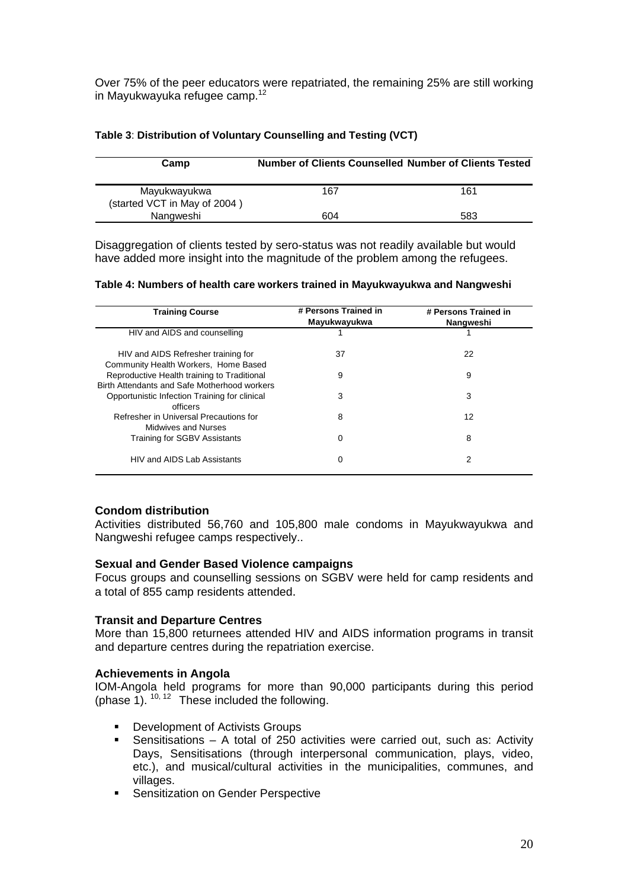Over 75% of the peer educators were repatriated, the remaining 25% are still working in Mayukwayuka refugee camp.[12]

**Table 3**: **Distribution of Voluntary Counselling and Testing (VCT)**

| Camp | Number of Clients Counselled | Number of Clients Tested |
|---|---|---|
| Mayukwayukwa (started VCT in May of 2004 ) | 167 | 161 |
| Nangweshi | 604 | 583 |

Disaggregation of clients tested by sero-status was not readily available but would have added more insight into the magnitude of the problem among the refugees.

**Table 4: Numbers of health care workers trained in Mayukwayukwa and Nangweshi**

| Training Course | # Persons Trained in Mayukwayukwa | # Persons Trained in Nangweshi |
|---|---|---|
| HIV and AIDS and counselling | 1 | 1 |
| HIV and AIDS Refresher training for Community Health Workers, Home Based | 37 | 22 |
| Reproductive Health training to Traditional Birth Attendants and Safe Motherhood workers | 9 | 9 |
| Opportunistic Infection Training for clinical officers | 3 | 3 |
| Refresher in Universal Precautions for Midwives and Nurses | 8 | 12 |
| Training for SGBV Assistants | 0 | 8 |
| HIV and AIDS Lab Assistants | 0 | 2 |

**Condom distribution**

Activities distributed 56,760 and 105,800 male condoms in Mayukwayukwa and Nangweshi refugee camps respectively..

**Sexual and Gender Based Violence campaigns**

Focus groups and counselling sessions on SGBV were held for camp residents and a total of 855 camp residents attended.

**Transit and Departure Centres**

More than 15,800 returnees attended HIV and AIDS information programs in transit and departure centres during the repatriation exercise.

**Achievements in Angola**

IOM-Angola held programs for more than 90,000 participants during this period (phase 1).[10, 12] These included the following.

- Development of Activists Groups
- Sensitisations – A total of 250 activities were carried out, such as: Activity Days, Sensitisations (through interpersonal communication, plays, video, etc.), and musical/cultural activities in the municipalities, communes, and villages.
- Sensitization on Gender Perspective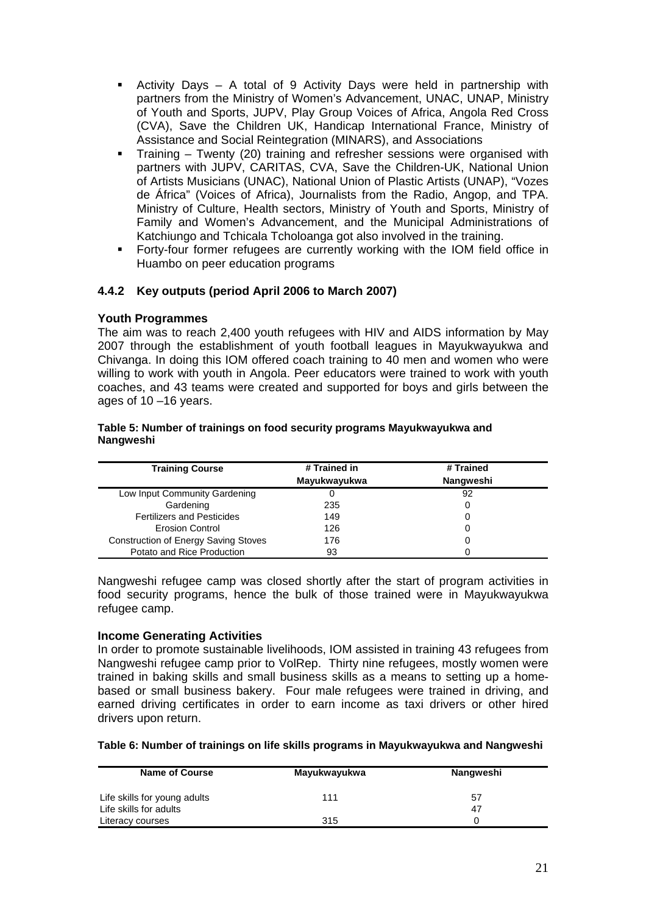- Activity Days – A total of 9 Activity Days were held in partnership with partners from the Ministry of Women's Advancement, UNAC, UNAP, Ministry of Youth and Sports, JUPV, Play Group Voices of Africa, Angola Red Cross (CVA), Save the Children UK, Handicap International France, Ministry of Assistance and Social Reintegration (MINARS), and Associations
- Training – Twenty (20) training and refresher sessions were organised with partners with JUPV, CARITAS, CVA, Save the Children-UK, National Union of Artists Musicians (UNAC), National Union of Plastic Artists (UNAP), "Vozes de África" (Voices of Africa), Journalists from the Radio, Angop, and TPA. Ministry of Culture, Health sectors, Ministry of Youth and Sports, Ministry of Family and Women's Advancement, and the Municipal Administrations of Katchiungo and Tchicala Tcholoanga got also involved in the training.
- Forty-four former refugees are currently working with the IOM field office in Huambo on peer education programs

### 4.4.2 Key outputs (period April 2006 to March 2007)

**Youth Programmes**

The aim was to reach 2,400 youth refugees with HIV and AIDS information by May 2007 through the establishment of youth football leagues in Mayukwayukwa and Chivanga. In doing this IOM offered coach training to 40 men and women who were willing to work with youth in Angola. Peer educators were trained to work with youth coaches, and 43 teams were created and supported for boys and girls between the ages of 10 –16 years.

**Table 5: Number of trainings on food security programs Mayukwayukwa and Nangweshi**

| Training Course | # Trained in Mayukwayukwa | # Trained Nangweshi |
|---|---|---|
| Low Input Community Gardening | 0 | 92 |
| Gardening | 235 | 0 |
| Fertilizers and Pesticides | 149 | 0 |
| Erosion Control | 126 | 0 |
| Construction of Energy Saving Stoves | 176 | 0 |
| Potato and Rice Production | 93 | 0 |

Nangweshi refugee camp was closed shortly after the start of program activities in food security programs, hence the bulk of those trained were in Mayukwayukwa refugee camp.

**Income Generating Activities**

In order to promote sustainable livelihoods, IOM assisted in training 43 refugees from Nangweshi refugee camp prior to VolRep. Thirty nine refugees, mostly women were trained in baking skills and small business skills as a means to setting up a home-based or small business bakery. Four male refugees were trained in driving, and earned driving certificates in order to earn income as taxi drivers or other hired drivers upon return.

**Table 6: Number of trainings on life skills programs in Mayukwayukwa and Nangweshi**

| Name of Course | Mayukwayukwa | Nangweshi |
|---|---|---|
| Life skills for young adults | 111 | 57 |
| Life skills for adults | | 47 |
| Literacy courses | 315 | 0 |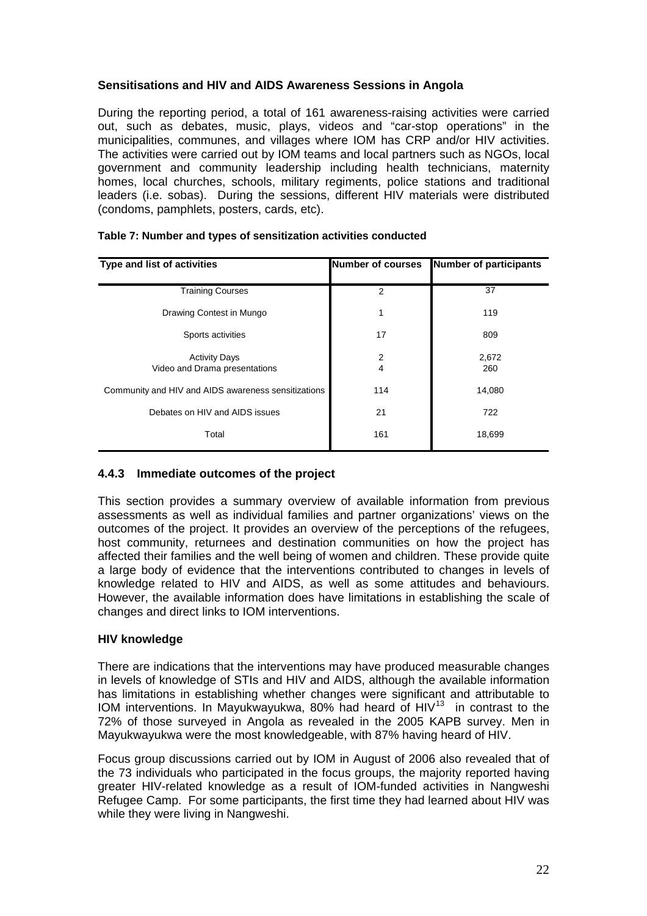**Sensitisations and HIV and AIDS Awareness Sessions in Angola**

During the reporting period, a total of 161 awareness-raising activities were carried out, such as debates, music, plays, videos and "car-stop operations" in the municipalities, communes, and villages where IOM has CRP and/or HIV activities. The activities were carried out by IOM teams and local partners such as NGOs, local government and community leadership including health technicians, maternity homes, local churches, schools, military regiments, police stations and traditional leaders (i.e. sobas). During the sessions, different HIV materials were distributed (condoms, pamphlets, posters, cards, etc).

**Table 7: Number and types of sensitization activities conducted**

| Type and list of activities | Number of courses | Number of participants |
|---|---|---|
| Training Courses | 2 | 37 |
| Drawing Contest in Mungo | 1 | 119 |
| Sports activities | 17 | 809 |
| Activity Days | 2 | 2,672 |
| Video and Drama presentations | 4 | 260 |
| Community and HIV and AIDS awareness sensitizations | 114 | 14,080 |
| Debates on HIV and AIDS issues | 21 | 722 |
| Total | 161 | 18,699 |

### 4.4.3 Immediate outcomes of the project

This section provides a summary overview of available information from previous assessments as well as individual families and partner organizations' views on the outcomes of the project. It provides an overview of the perceptions of the refugees, host community, returnees and destination communities on how the project has affected their families and the well being of women and children. These provide quite a large body of evidence that the interventions contributed to changes in levels of knowledge related to HIV and AIDS, as well as some attitudes and behaviours. However, the available information does have limitations in establishing the scale of changes and direct links to IOM interventions.

**HIV knowledge**

There are indications that the interventions may have produced measurable changes in levels of knowledge of STIs and HIV and AIDS, although the available information has limitations in establishing whether changes were significant and attributable to IOM interventions. In Mayukwayukwa, 80% had heard of HIV[13] in contrast to the 72% of those surveyed in Angola as revealed in the 2005 KAPB survey. Men in Mayukwayukwa were the most knowledgeable, with 87% having heard of HIV.

Focus group discussions carried out by IOM in August of 2006 also revealed that of the 73 individuals who participated in the focus groups, the majority reported having greater HIV-related knowledge as a result of IOM-funded activities in Nangweshi Refugee Camp. For some participants, the first time they had learned about HIV was while they were living in Nangweshi.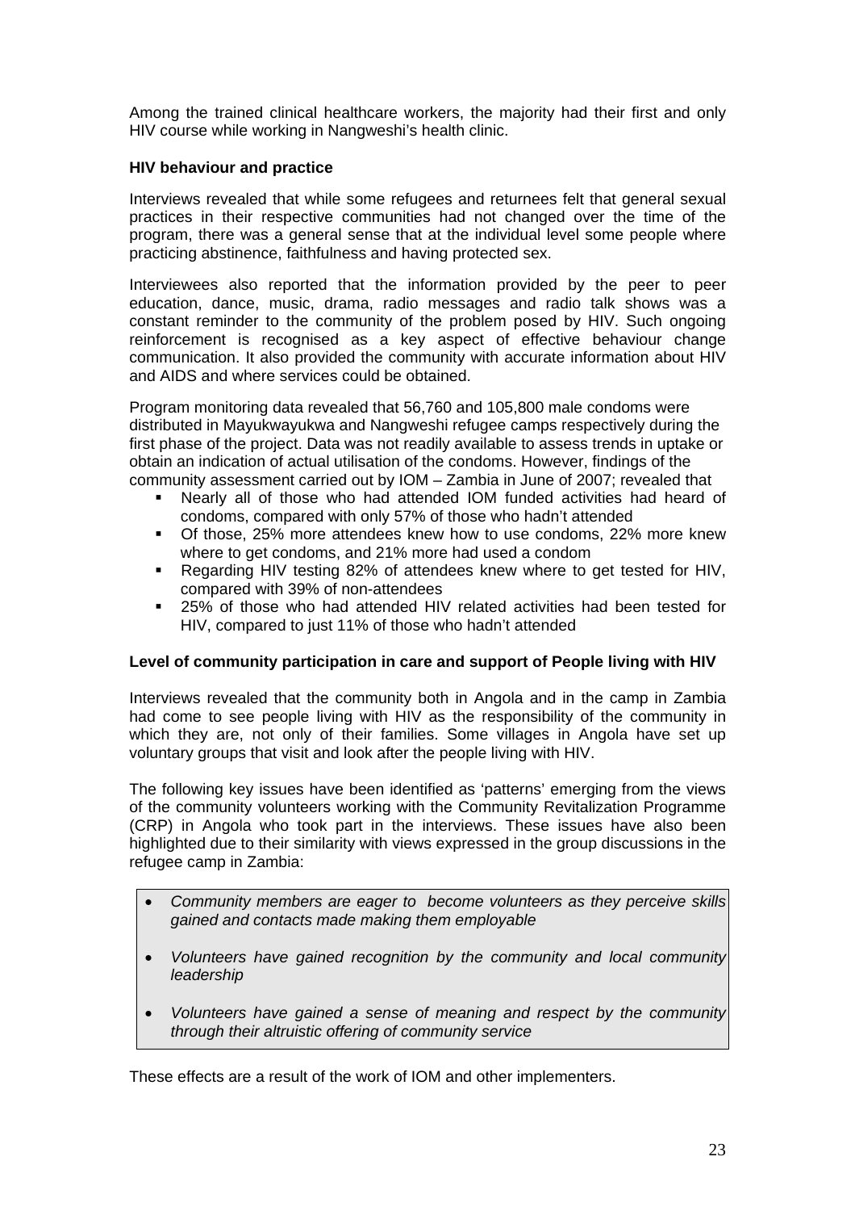Among the trained clinical healthcare workers, the majority had their first and only HIV course while working in Nangweshi's health clinic.

**HIV behaviour and practice**

Interviews revealed that while some refugees and returnees felt that general sexual practices in their respective communities had not changed over the time of the program, there was a general sense that at the individual level some people where practicing abstinence, faithfulness and having protected sex.

Interviewees also reported that the information provided by the peer to peer education, dance, music, drama, radio messages and radio talk shows was a constant reminder to the community of the problem posed by HIV. Such ongoing reinforcement is recognised as a key aspect of effective behaviour change communication. It also provided the community with accurate information about HIV and AIDS and where services could be obtained.

Program monitoring data revealed that 56,760 and 105,800 male condoms were distributed in Mayukwayukwa and Nangweshi refugee camps respectively during the first phase of the project. Data was not readily available to assess trends in uptake or obtain an indication of actual utilisation of the condoms. However, findings of the community assessment carried out by IOM – Zambia in June of 2007; revealed that

- Nearly all of those who had attended IOM funded activities had heard of condoms, compared with only 57% of those who hadn't attended
- Of those, 25% more attendees knew how to use condoms, 22% more knew where to get condoms, and 21% more had used a condom
- Regarding HIV testing 82% of attendees knew where to get tested for HIV, compared with 39% of non-attendees
- 25% of those who had attended HIV related activities had been tested for HIV, compared to just 11% of those who hadn't attended

**Level of community participation in care and support of People living with HIV**

Interviews revealed that the community both in Angola and in the camp in Zambia had come to see people living with HIV as the responsibility of the community in which they are, not only of their families. Some villages in Angola have set up voluntary groups that visit and look after the people living with HIV.

The following key issues have been identified as 'patterns' emerging from the views of the community volunteers working with the Community Revitalization Programme (CRP) in Angola who took part in the interviews. These issues have also been highlighted due to their similarity with views expressed in the group discussions in the refugee camp in Zambia:

- *Community members are eager to become volunteers as they perceive skills gained and contacts made making them employable*
- *Volunteers have gained recognition by the community and local community leadership*
- *Volunteers have gained a sense of meaning and respect by the community through their altruistic offering of community service*

These effects are a result of the work of IOM and other implementers.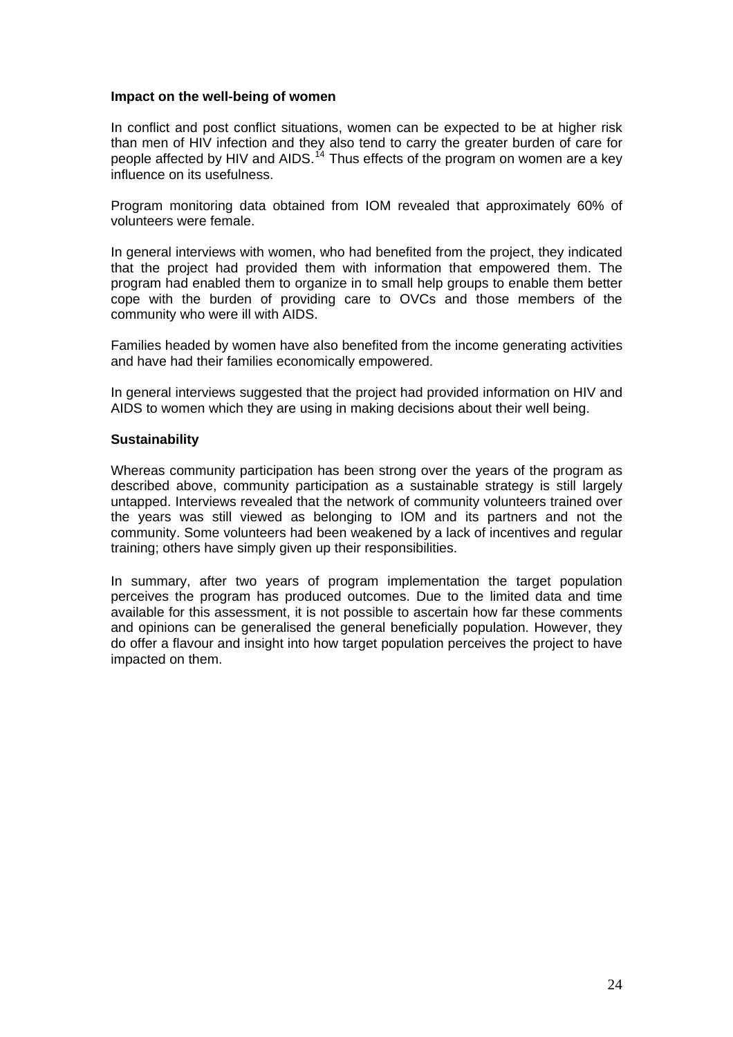**Impact on the well-being of women**

In conflict and post conflict situations, women can be expected to be at higher risk than men of HIV infection and they also tend to carry the greater burden of care for people affected by HIV and AIDS.[14] Thus effects of the program on women are a key influence on its usefulness.

Program monitoring data obtained from IOM revealed that approximately 60% of volunteers were female.

In general interviews with women, who had benefited from the project, they indicated that the project had provided them with information that empowered them. The program had enabled them to organize in to small help groups to enable them better cope with the burden of providing care to OVCs and those members of the community who were ill with AIDS.

Families headed by women have also benefited from the income generating activities and have had their families economically empowered.

In general interviews suggested that the project had provided information on HIV and AIDS to women which they are using in making decisions about their well being.

**Sustainability**

Whereas community participation has been strong over the years of the program as described above, community participation as a sustainable strategy is still largely untapped. Interviews revealed that the network of community volunteers trained over the years was still viewed as belonging to IOM and its partners and not the community. Some volunteers had been weakened by a lack of incentives and regular training; others have simply given up their responsibilities.

In summary, after two years of program implementation the target population perceives the program has produced outcomes. Due to the limited data and time available for this assessment, it is not possible to ascertain how far these comments and opinions can be generalised the general beneficially population. However, they do offer a flavour and insight into how target population perceives the project to have impacted on them.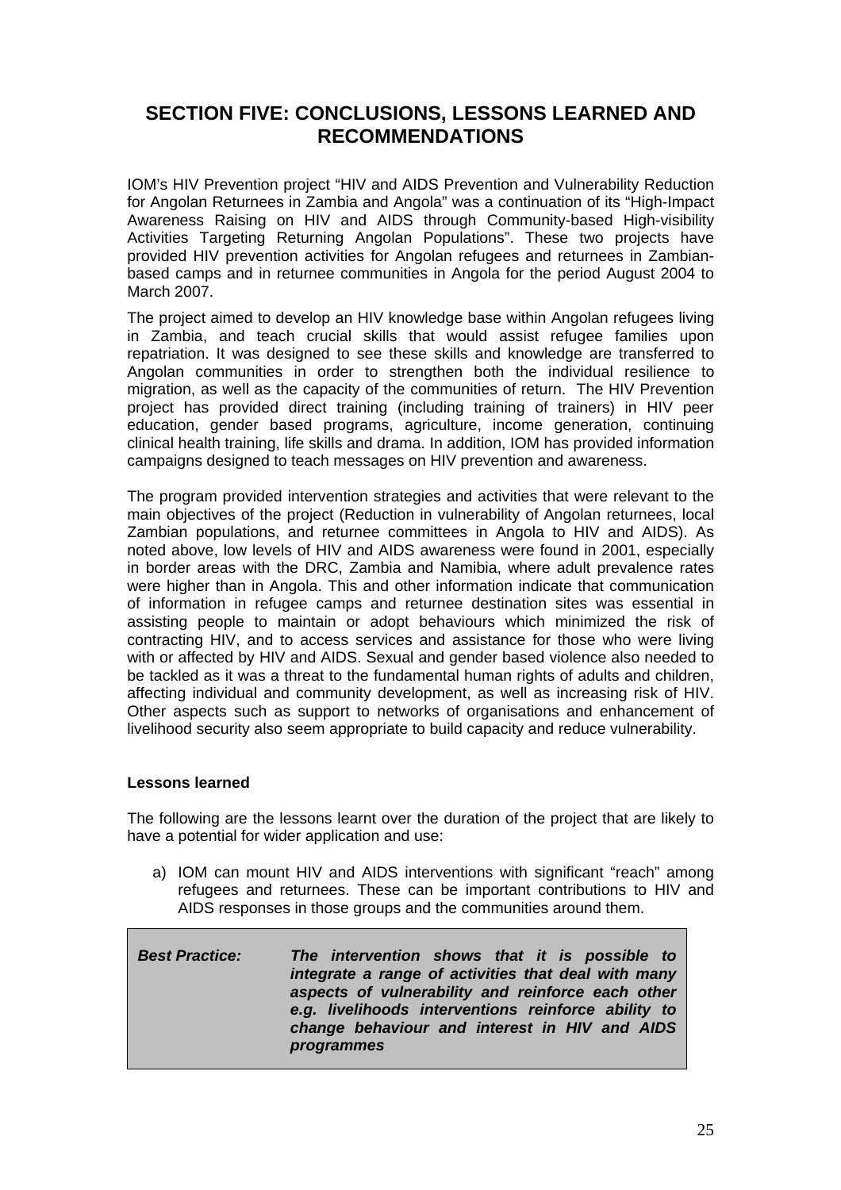# SECTION FIVE: CONCLUSIONS, LESSONS LEARNED AND RECOMMENDATIONS

IOM's HIV Prevention project "HIV and AIDS Prevention and Vulnerability Reduction for Angolan Returnees in Zambia and Angola" was a continuation of its "High-Impact Awareness Raising on HIV and AIDS through Community-based High-visibility Activities Targeting Returning Angolan Populations". These two projects have provided HIV prevention activities for Angolan refugees and returnees in Zambian-based camps and in returnee communities in Angola for the period August 2004 to March 2007.

The project aimed to develop an HIV knowledge base within Angolan refugees living in Zambia, and teach crucial skills that would assist refugee families upon repatriation. It was designed to see these skills and knowledge are transferred to Angolan communities in order to strengthen both the individual resilience to migration, as well as the capacity of the communities of return. The HIV Prevention project has provided direct training (including training of trainers) in HIV peer education, gender based programs, agriculture, income generation, continuing clinical health training, life skills and drama. In addition, IOM has provided information campaigns designed to teach messages on HIV prevention and awareness.

The program provided intervention strategies and activities that were relevant to the main objectives of the project (Reduction in vulnerability of Angolan returnees, local Zambian populations, and returnee committees in Angola to HIV and AIDS). As noted above, low levels of HIV and AIDS awareness were found in 2001, especially in border areas with the DRC, Zambia and Namibia, where adult prevalence rates were higher than in Angola. This and other information indicate that communication of information in refugee camps and returnee destination sites was essential in assisting people to maintain or adopt behaviours which minimized the risk of contracting HIV, and to access services and assistance for those who were living with or affected by HIV and AIDS. Sexual and gender based violence also needed to be tackled as it was a threat to the fundamental human rights of adults and children, affecting individual and community development, as well as increasing risk of HIV. Other aspects such as support to networks of organisations and enhancement of livelihood security also seem appropriate to build capacity and reduce vulnerability.

**Lessons learned**

The following are the lessons learnt over the duration of the project that are likely to have a potential for wider application and use:

a) IOM can mount HIV and AIDS interventions with significant "reach" among refugees and returnees. These can be important contributions to HIV and AIDS responses in those groups and the communities around them.

| ***Best Practice:*** | ***The intervention shows that it is possible to integrate a range of activities that deal with many aspects of vulnerability and reinforce each other e.g. livelihoods interventions reinforce ability to change behaviour and interest in HIV and AIDS programmes*** |
|---|---|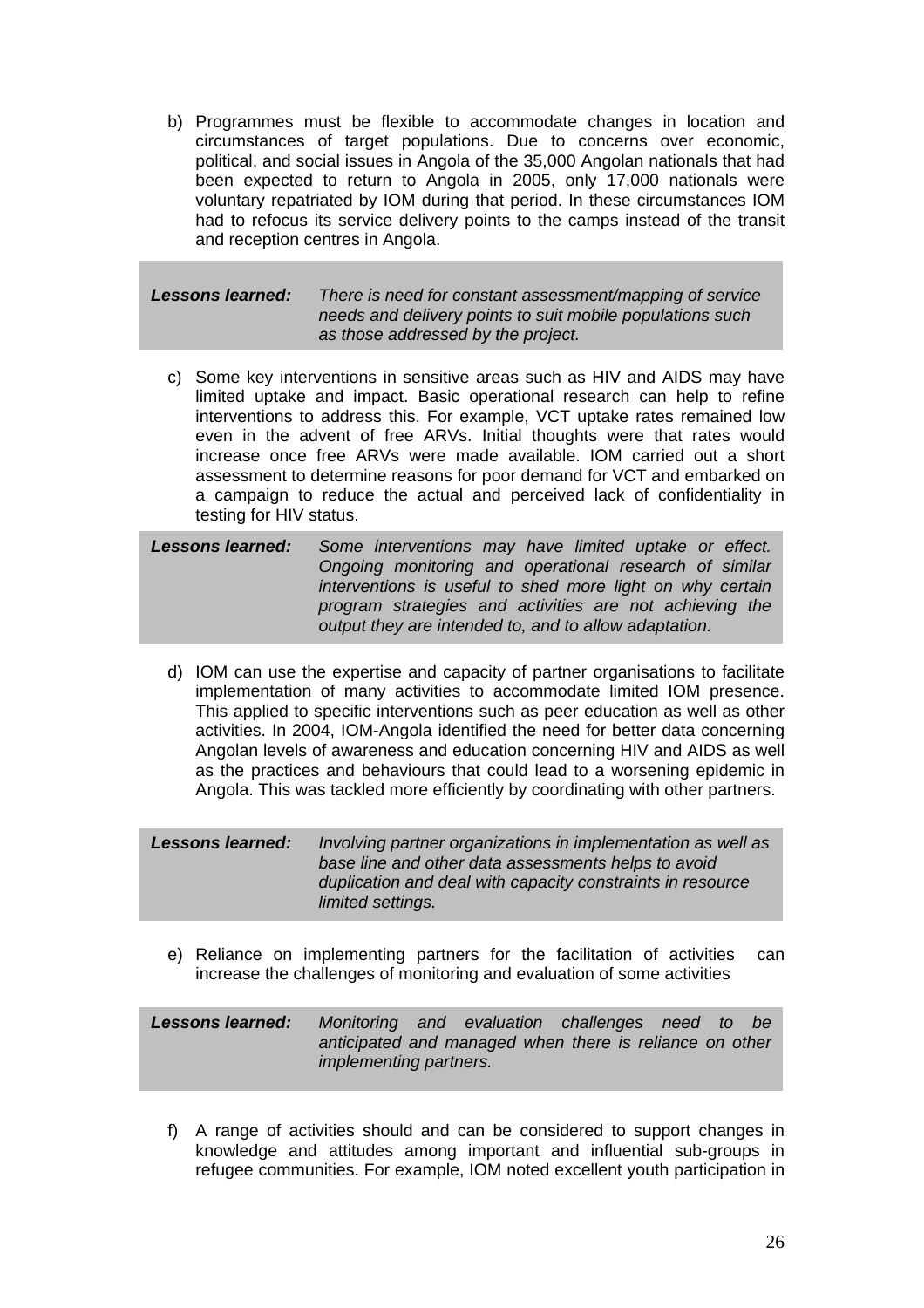b) Programmes must be flexible to accommodate changes in location and circumstances of target populations. Due to concerns over economic, political, and social issues in Angola of the 35,000 Angolan nationals that had been expected to return to Angola in 2005, only 17,000 nationals were voluntary repatriated by IOM during that period. In these circumstances IOM had to refocus its service delivery points to the camps instead of the transit and reception centres in Angola.

| ***Lessons learned:*** | *There is need for constant assessment/mapping of service needs and delivery points to suit mobile populations such as those addressed by the project.* |
|---|---|

c) Some key interventions in sensitive areas such as HIV and AIDS may have limited uptake and impact. Basic operational research can help to refine interventions to address this. For example, VCT uptake rates remained low even in the advent of free ARVs. Initial thoughts were that rates would increase once free ARVs were made available. IOM carried out a short assessment to determine reasons for poor demand for VCT and embarked on a campaign to reduce the actual and perceived lack of confidentiality in testing for HIV status.

| ***Lessons learned:*** | *Some interventions may have limited uptake or effect. Ongoing monitoring and operational research of similar interventions is useful to shed more light on why certain program strategies and activities are not achieving the output they are intended to, and to allow adaptation.* |
|---|---|

d) IOM can use the expertise and capacity of partner organisations to facilitate implementation of many activities to accommodate limited IOM presence. This applied to specific interventions such as peer education as well as other activities. In 2004, IOM-Angola identified the need for better data concerning Angolan levels of awareness and education concerning HIV and AIDS as well as the practices and behaviours that could lead to a worsening epidemic in Angola. This was tackled more efficiently by coordinating with other partners.

| ***Lessons learned:*** | *Involving partner organizations in implementation as well as base line and other data assessments helps to avoid duplication and deal with capacity constraints in resource limited settings.* |
|---|---|

e) Reliance on implementing partners for the facilitation of activities can increase the challenges of monitoring and evaluation of some activities

| ***Lessons learned:*** | *Monitoring and evaluation challenges need to be anticipated and managed when there is reliance on other implementing partners.* |
|---|---|

f) A range of activities should and can be considered to support changes in knowledge and attitudes among important and influential sub-groups in refugee communities. For example, IOM noted excellent youth participation in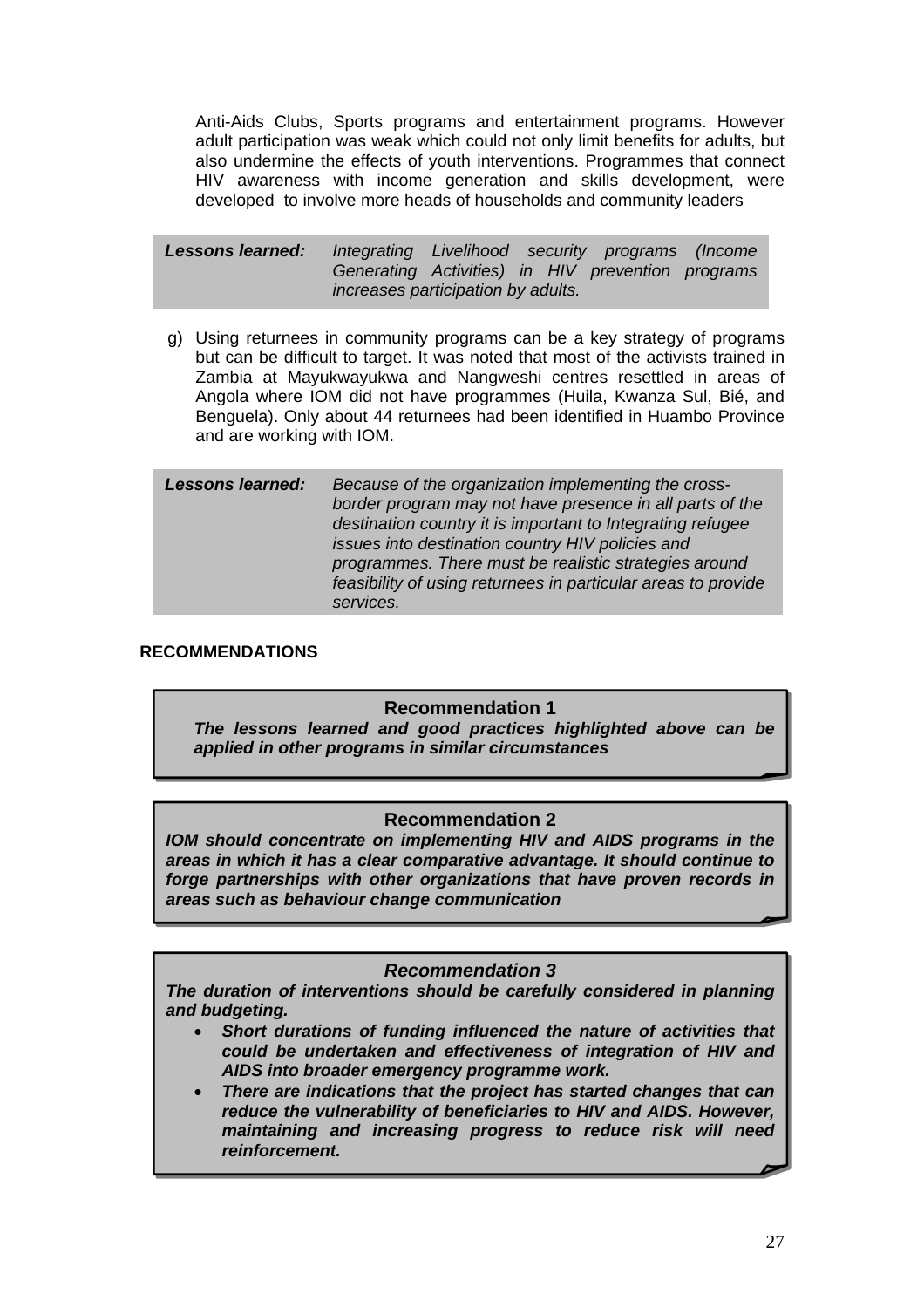Anti-Aids Clubs, Sports programs and entertainment programs. However adult participation was weak which could not only limit benefits for adults, but also undermine the effects of youth interventions. Programmes that connect HIV awareness with income generation and skills development, were developed to involve more heads of households and community leaders

| ***Lessons learned:*** | *Integrating Livelihood security programs (Income Generating Activities) in HIV prevention programs increases participation by adults.* |
|---|---|

g) Using returnees in community programs can be a key strategy of programs but can be difficult to target. It was noted that most of the activists trained in Zambia at Mayukwayukwa and Nangweshi centres resettled in areas of Angola where IOM did not have programmes (Huila, Kwanza Sul, Bié, and Benguela). Only about 44 returnees had been identified in Huambo Province and are working with IOM.

| ***Lessons learned:*** | *Because of the organization implementing the cross-border program may not have presence in all parts of the destination country it is important to Integrating refugee issues into destination country HIV policies and programmes. There must be realistic strategies around feasibility of using returnees in particular areas to provide services.* |
|---|---|

**RECOMMENDATIONS**

**Recommendation 1**

***The lessons learned and good practices highlighted above can be applied in other programs in similar circumstances***

**Recommendation 2**

***IOM should concentrate on implementing HIV and AIDS programs in the areas in which it has a clear comparative advantage. It should continue to forge partnerships with other organizations that have proven records in areas such as behaviour change communication***

***Recommendation 3***

***The duration of interventions should be carefully considered in planning and budgeting.***

- ***Short durations of funding influenced the nature of activities that could be undertaken and effectiveness of integration of HIV and AIDS into broader emergency programme work.***
- ***There are indications that the project has started changes that can reduce the vulnerability of beneficiaries to HIV and AIDS. However, maintaining and increasing progress to reduce risk will need reinforcement.***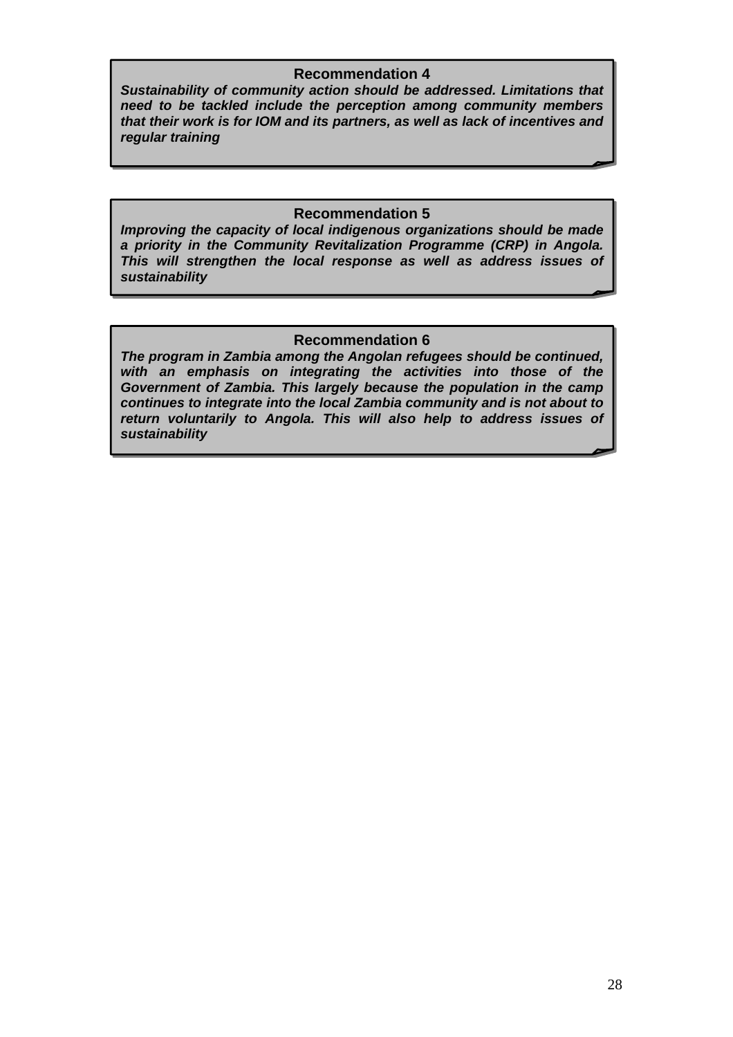**Recommendation 4**

***Sustainability of community action should be addressed. Limitations that need to be tackled include the perception among community members that their work is for IOM and its partners, as well as lack of incentives and regular training***

**Recommendation 5**

***Improving the capacity of local indigenous organizations should be made a priority in the Community Revitalization Programme (CRP) in Angola. This will strengthen the local response as well as address issues of sustainability***

**Recommendation 6**

***The program in Zambia among the Angolan refugees should be continued, with an emphasis on integrating the activities into those of the Government of Zambia. This largely because the population in the camp continues to integrate into the local Zambia community and is not about to return voluntarily to Angola. This will also help to address issues of sustainability***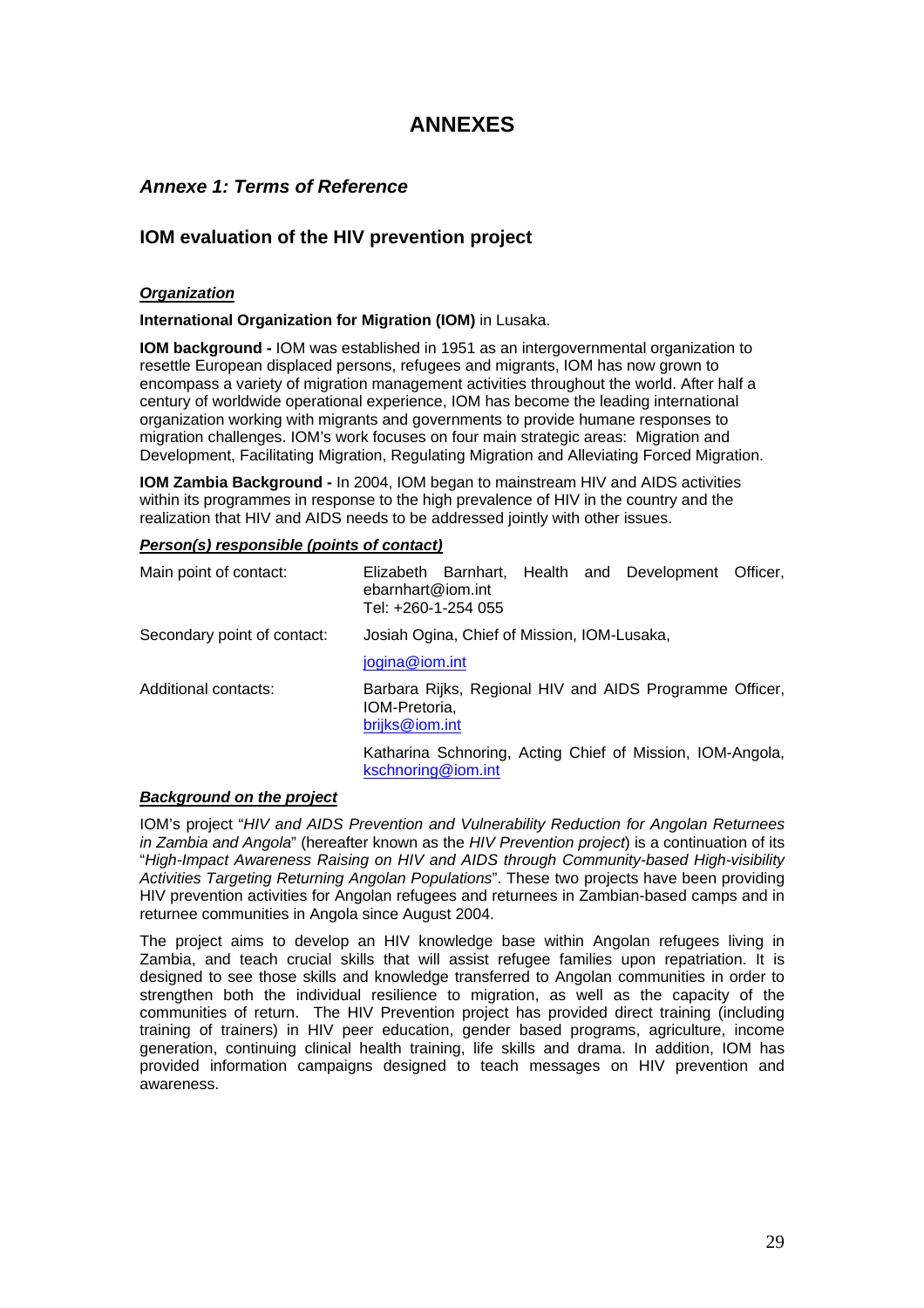# ANNEXES

## *Annexe 1: Terms of Reference*

## IOM evaluation of the HIV prevention project

***Organization***

**International Organization for Migration (IOM)** in Lusaka.

**IOM background -** IOM was established in 1951 as an intergovernmental organization to resettle European displaced persons, refugees and migrants, IOM has now grown to encompass a variety of migration management activities throughout the world. After half a century of worldwide operational experience, IOM has become the leading international organization working with migrants and governments to provide humane responses to migration challenges. IOM's work focuses on four main strategic areas: Migration and Development, Facilitating Migration, Regulating Migration and Alleviating Forced Migration.

**IOM Zambia Background -** In 2004, IOM began to mainstream HIV and AIDS activities within its programmes in response to the high prevalence of HIV in the country and the realization that HIV and AIDS needs to be addressed jointly with other issues.

***Person(s) responsible (points of contact)***

| | |
|---|---|
| Main point of contact: | Elizabeth Barnhart, Health and Development Officer, ebarnhart@iom.int<br>Tel: +260-1-254 055 |
| Secondary point of contact: | Josiah Ogina, Chief of Mission, IOM-Lusaka,<br>jogina@iom.int |
| Additional contacts: | Barbara Rijks, Regional HIV and AIDS Programme Officer, IOM-Pretoria,<br>brijks@iom.int |
| | Katharina Schnoring, Acting Chief of Mission, IOM-Angola, kschnoring@iom.int |

***Background on the project***

IOM's project "*HIV and AIDS Prevention and Vulnerability Reduction for Angolan Returnees in Zambia and Angola*" (hereafter known as the *HIV Prevention project*) is a continuation of its "*High-Impact Awareness Raising on HIV and AIDS through Community-based High-visibility Activities Targeting Returning Angolan Populations*". These two projects have been providing HIV prevention activities for Angolan refugees and returnees in Zambian-based camps and in returnee communities in Angola since August 2004.

The project aims to develop an HIV knowledge base within Angolan refugees living in Zambia, and teach crucial skills that will assist refugee families upon repatriation. It is designed to see those skills and knowledge transferred to Angolan communities in order to strengthen both the individual resilience to migration, as well as the capacity of the communities of return. The HIV Prevention project has provided direct training (including training of trainers) in HIV peer education, gender based programs, agriculture, income generation, continuing clinical health training, life skills and drama. In addition, IOM has provided information campaigns designed to teach messages on HIV prevention and awareness.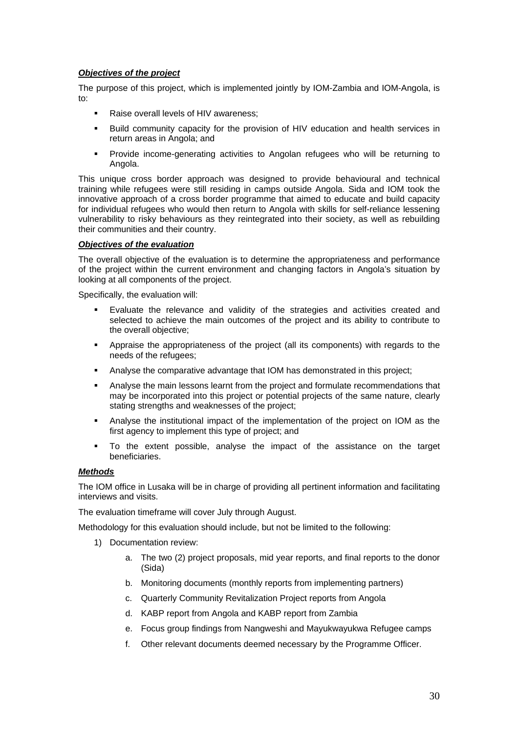***Objectives of the project***

The purpose of this project, which is implemented jointly by IOM-Zambia and IOM-Angola, is to:

- Raise overall levels of HIV awareness;
- Build community capacity for the provision of HIV education and health services in return areas in Angola; and
- Provide income-generating activities to Angolan refugees who will be returning to Angola.

This unique cross border approach was designed to provide behavioural and technical training while refugees were still residing in camps outside Angola. Sida and IOM took the innovative approach of a cross border programme that aimed to educate and build capacity for individual refugees who would then return to Angola with skills for self-reliance lessening vulnerability to risky behaviours as they reintegrated into their society, as well as rebuilding their communities and their country.

***Objectives of the evaluation***

The overall objective of the evaluation is to determine the appropriateness and performance of the project within the current environment and changing factors in Angola's situation by looking at all components of the project.

Specifically, the evaluation will:

- Evaluate the relevance and validity of the strategies and activities created and selected to achieve the main outcomes of the project and its ability to contribute to the overall objective;
- Appraise the appropriateness of the project (all its components) with regards to the needs of the refugees;
- Analyse the comparative advantage that IOM has demonstrated in this project;
- Analyse the main lessons learnt from the project and formulate recommendations that may be incorporated into this project or potential projects of the same nature, clearly stating strengths and weaknesses of the project;
- Analyse the institutional impact of the implementation of the project on IOM as the first agency to implement this type of project; and
- To the extent possible, analyse the impact of the assistance on the target beneficiaries.

***Methods***

The IOM office in Lusaka will be in charge of providing all pertinent information and facilitating interviews and visits.

The evaluation timeframe will cover July through August.

Methodology for this evaluation should include, but not be limited to the following:

1) Documentation review:
    a. The two (2) project proposals, mid year reports, and final reports to the donor (Sida)
    b. Monitoring documents (monthly reports from implementing partners)
    c. Quarterly Community Revitalization Project reports from Angola
    d. KABP report from Angola and KABP report from Zambia
    e. Focus group findings from Nangweshi and Mayukwayukwa Refugee camps
    f. Other relevant documents deemed necessary by the Programme Officer.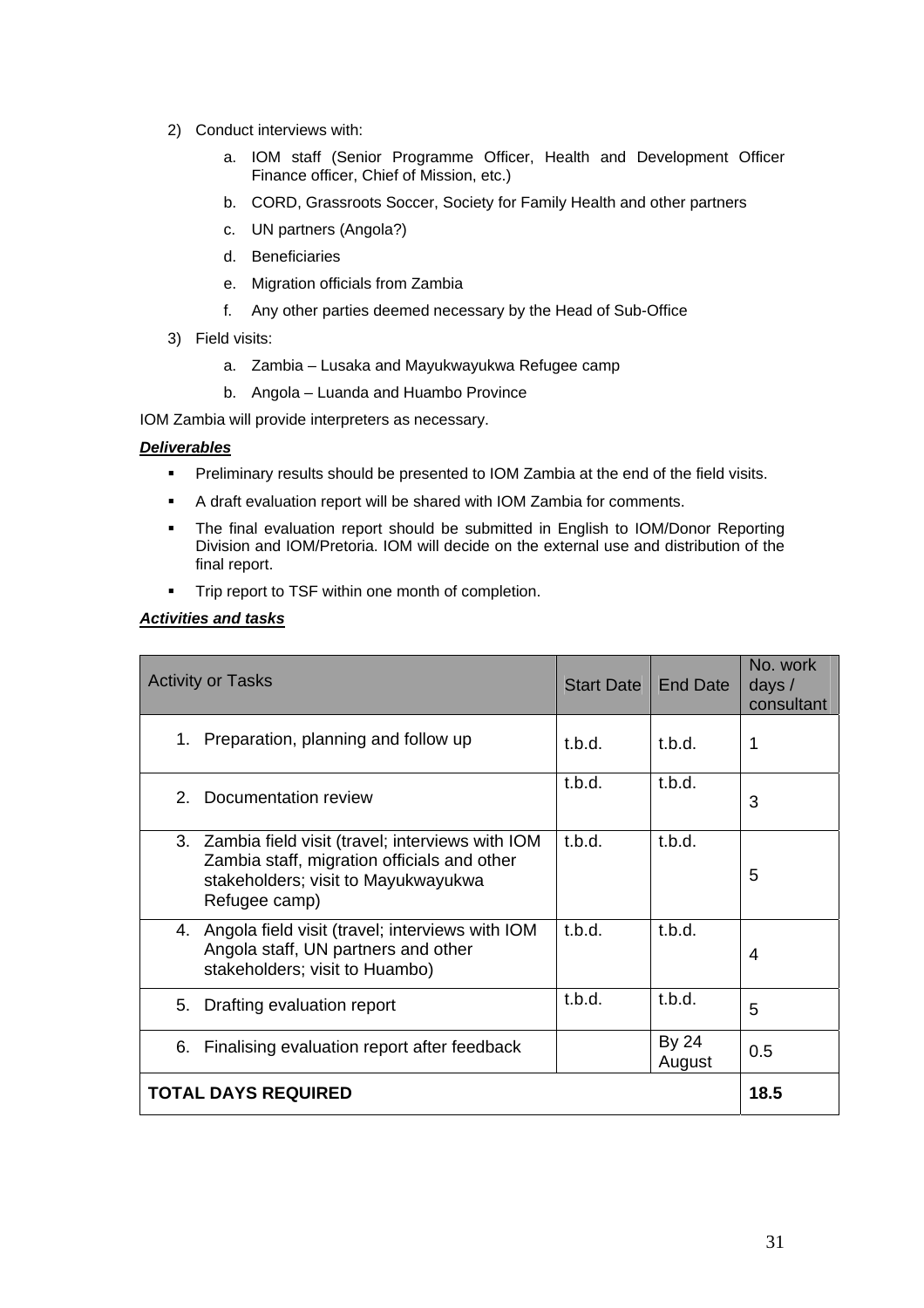2) Conduct interviews with:

   a. IOM staff (Senior Programme Officer, Health and Development Officer Finance officer, Chief of Mission, etc.)

   b. CORD, Grassroots Soccer, Society for Family Health and other partners

   c. UN partners (Angola?)

   d. Beneficiaries

   e. Migration officials from Zambia

   f. Any other parties deemed necessary by the Head of Sub-Office

3) Field visits:

   a. Zambia – Lusaka and Mayukwayukwa Refugee camp

   b. Angola – Luanda and Huambo Province

IOM Zambia will provide interpreters as necessary.

***Deliverables***

- Preliminary results should be presented to IOM Zambia at the end of the field visits.
- A draft evaluation report will be shared with IOM Zambia for comments.
- The final evaluation report should be submitted in English to IOM/Donor Reporting Division and IOM/Pretoria. IOM will decide on the external use and distribution of the final report.
- Trip report to TSF within one month of completion.

***Activities and tasks***

| Activity or Tasks | Start Date | End Date | No. work days / consultant |
|---|---|---|---|
| 1. Preparation, planning and follow up | t.b.d. | t.b.d. | 1 |
| 2. Documentation review | t.b.d. | t.b.d. | 3 |
| 3. Zambia field visit (travel; interviews with IOM Zambia staff, migration officials and other stakeholders; visit to Mayukwayukwa Refugee camp) | t.b.d. | t.b.d. | 5 |
| 4. Angola field visit (travel; interviews with IOM Angola staff, UN partners and other stakeholders; visit to Huambo) | t.b.d. | t.b.d. | 4 |
| 5. Drafting evaluation report | t.b.d. | t.b.d. | 5 |
| 6. Finalising evaluation report after feedback | | By 24 August | 0.5 |
| **TOTAL DAYS REQUIRED** | | | **18.5** |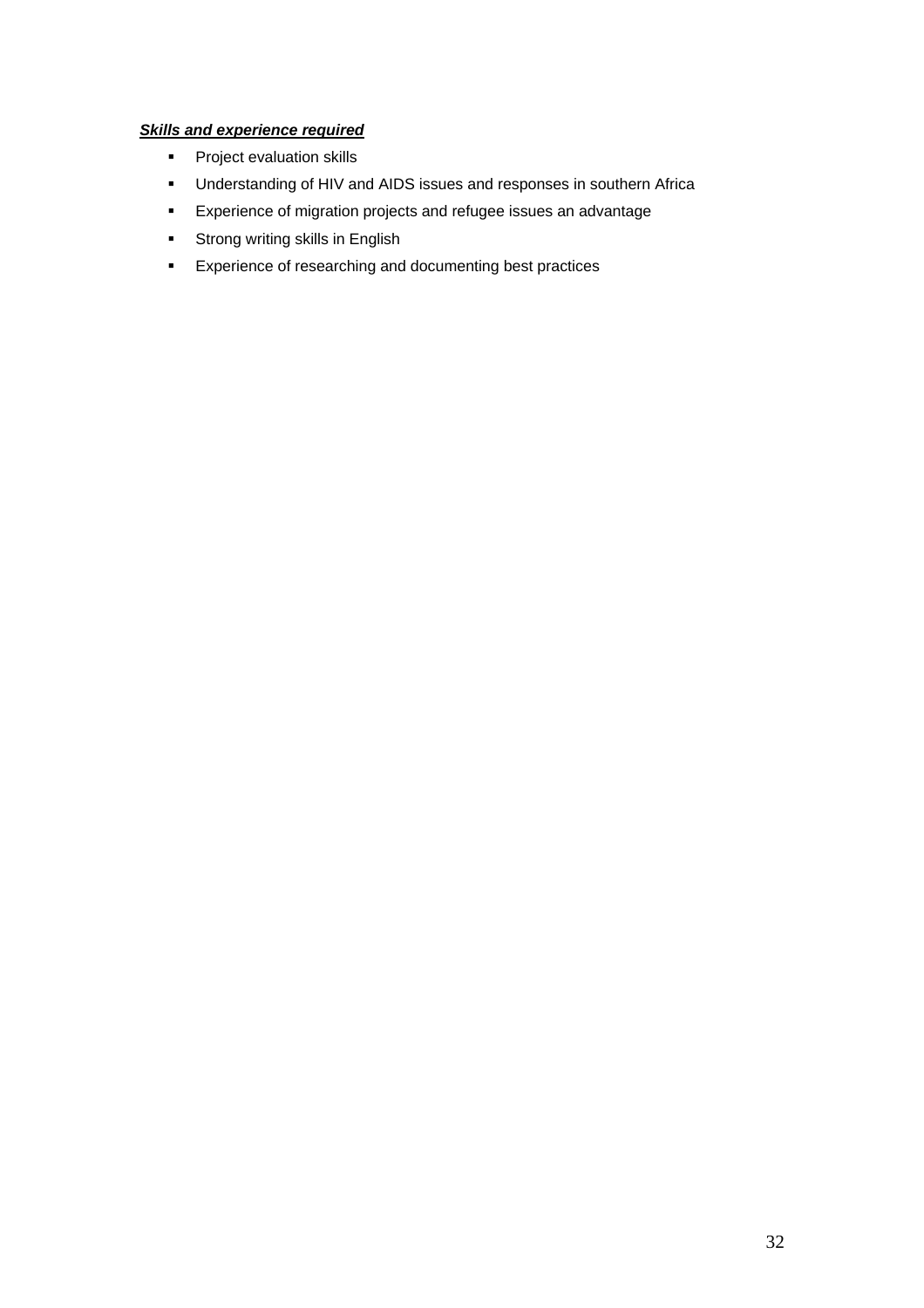***Skills and experience required***

- Project evaluation skills
- Understanding of HIV and AIDS issues and responses in southern Africa
- Experience of migration projects and refugee issues an advantage
- Strong writing skills in English
- Experience of researching and documenting best practices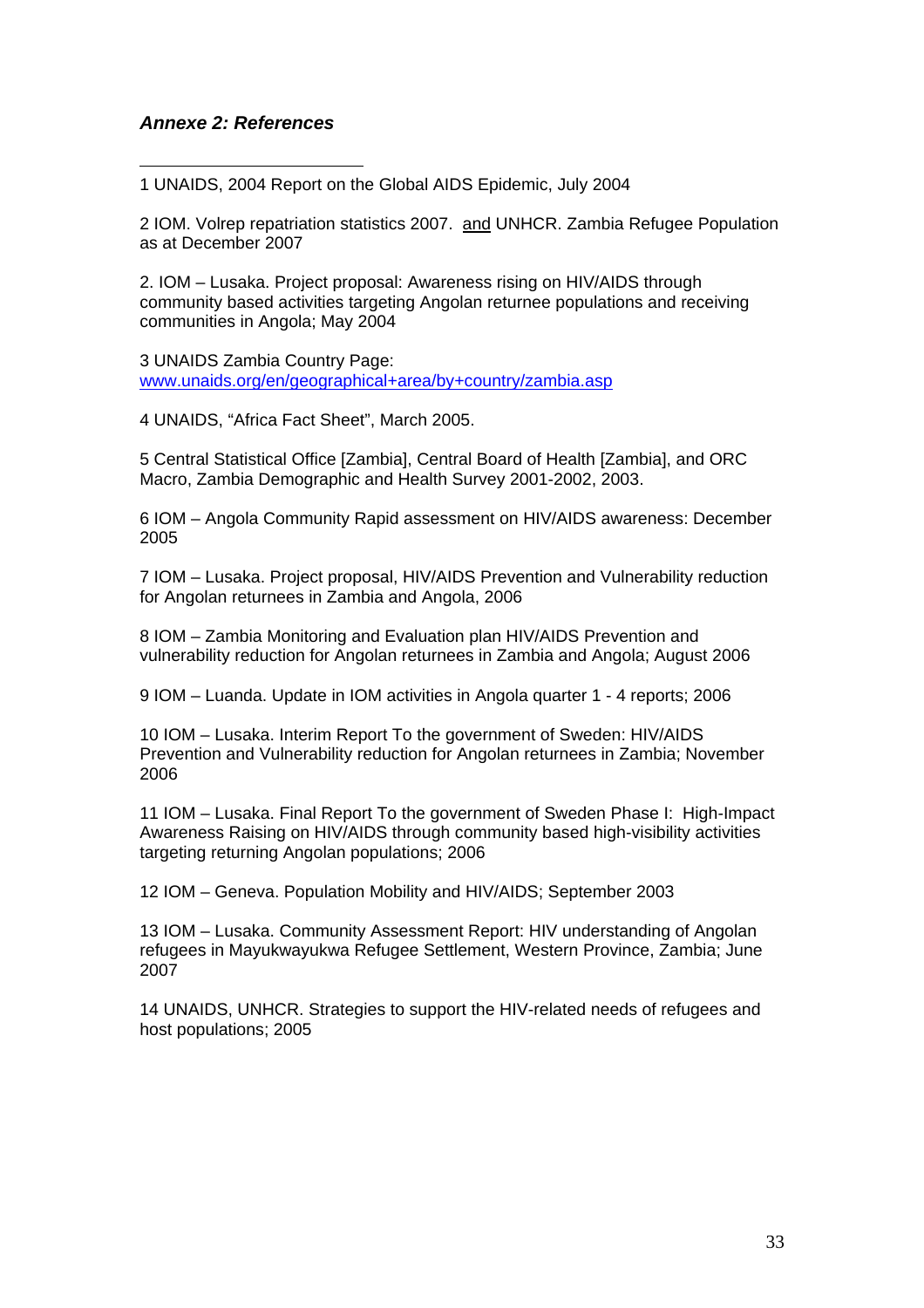***Annexe 2: References***

---

1 UNAIDS, 2004 Report on the Global AIDS Epidemic, July 2004

2 IOM. Volrep repatriation statistics 2007. and UNHCR. Zambia Refugee Population as at December 2007

2. IOM – Lusaka. Project proposal: Awareness rising on HIV/AIDS through community based activities targeting Angolan returnee populations and receiving communities in Angola; May 2004

3 UNAIDS Zambia Country Page: www.unaids.org/en/geographical+area/by+country/zambia.asp

4 UNAIDS, "Africa Fact Sheet", March 2005.

5 Central Statistical Office [Zambia], Central Board of Health [Zambia], and ORC Macro, Zambia Demographic and Health Survey 2001-2002, 2003.

6 IOM – Angola Community Rapid assessment on HIV/AIDS awareness: December 2005

7 IOM – Lusaka. Project proposal, HIV/AIDS Prevention and Vulnerability reduction for Angolan returnees in Zambia and Angola, 2006

8 IOM – Zambia Monitoring and Evaluation plan HIV/AIDS Prevention and vulnerability reduction for Angolan returnees in Zambia and Angola; August 2006

9 IOM – Luanda. Update in IOM activities in Angola quarter 1 - 4 reports; 2006

10 IOM – Lusaka. Interim Report To the government of Sweden: HIV/AIDS Prevention and Vulnerability reduction for Angolan returnees in Zambia; November 2006

11 IOM – Lusaka. Final Report To the government of Sweden Phase I: High-Impact Awareness Raising on HIV/AIDS through community based high-visibility activities targeting returning Angolan populations; 2006

12 IOM – Geneva. Population Mobility and HIV/AIDS; September 2003

13 IOM – Lusaka. Community Assessment Report: HIV understanding of Angolan refugees in Mayukwayukwa Refugee Settlement, Western Province, Zambia; June 2007

14 UNAIDS, UNHCR. Strategies to support the HIV-related needs of refugees and host populations; 2005